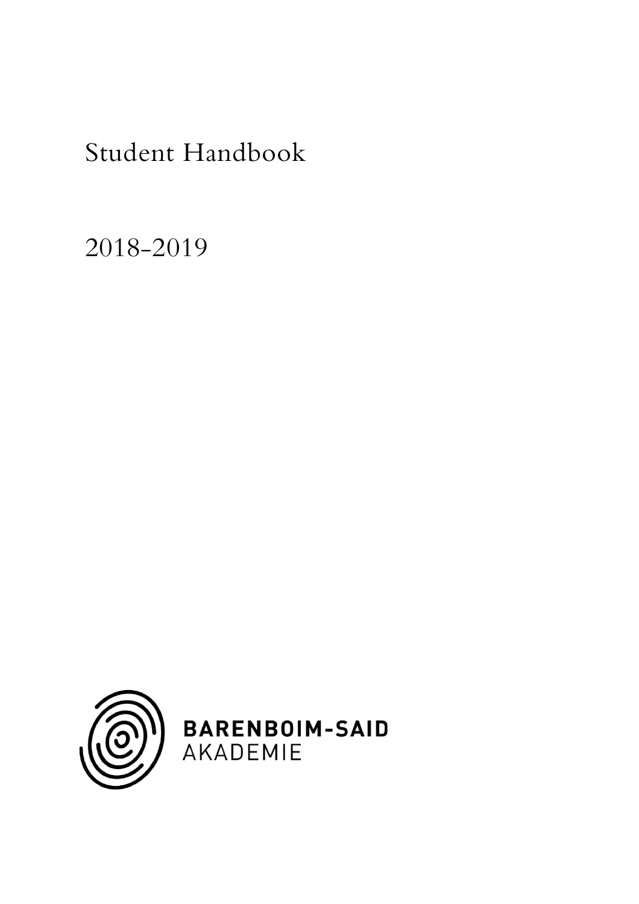# Student Handbook

2018-2019

**BARENBOIM-SAID**
AKADEMIE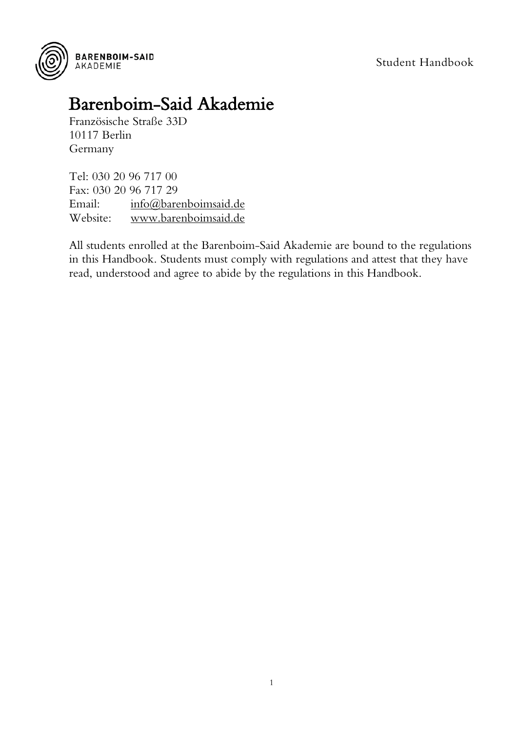# Barenboim-Said Akademie

Französische Straße 33D
10117 Berlin
Germany

Tel: 030 20 96 717 00
Fax: 030 20 96 717 29
Email: info@barenboimsaid.de
Website: www.barenboimsaid.de

All students enrolled at the Barenboim-Said Akademie are bound to the regulations in this Handbook. Students must comply with regulations and attest that they have read, understood and agree to abide by the regulations in this Handbook.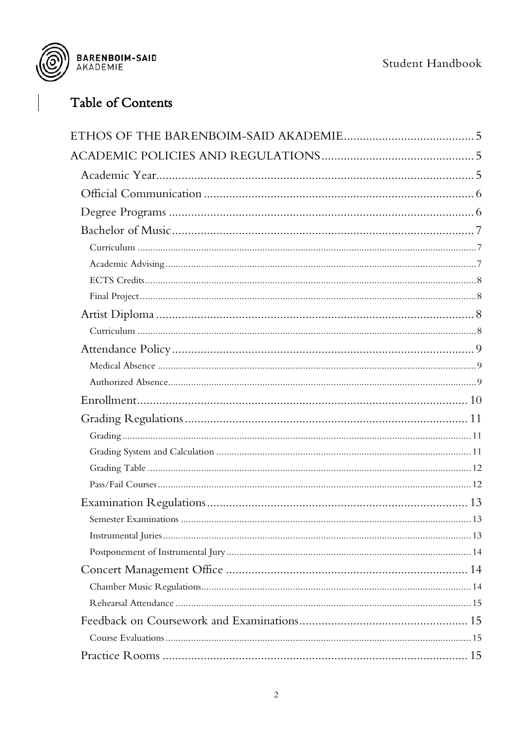# Table of Contents

- ETHOS OF THE BARENBOIM-SAID AKADEMIE ........ 5
- ACADEMIC POLICIES AND REGULATIONS ........ 5
  - Academic Year ........ 5
  - Official Communication ........ 6
  - Degree Programs ........ 6
  - Bachelor of Music ........ 7
    - Curriculum ........ 7
    - Academic Advising ........ 7
    - ECTS Credits ........ 8
    - Final Project ........ 8
  - Artist Diploma ........ 8
    - Curriculum ........ 8
  - Attendance Policy ........ 9
    - Medical Absence ........ 9
    - Authorized Absence ........ 9
  - Enrollment ........ 10
  - Grading Regulations ........ 11
    - Grading ........ 11
    - Grading System and Calculation ........ 11
    - Grading Table ........ 12
    - Pass/Fail Courses ........ 12
  - Examination Regulations ........ 13
    - Semester Examinations ........ 13
    - Instrumental Juries ........ 13
    - Postponement of Instrumental Jury ........ 14
  - Concert Management Office ........ 14
    - Chamber Music Regulations ........ 14
    - Rehearsal Attendance ........ 15
  - Feedback on Coursework and Examinations ........ 15
    - Course Evaluations ........ 15
  - Practice Rooms ........ 15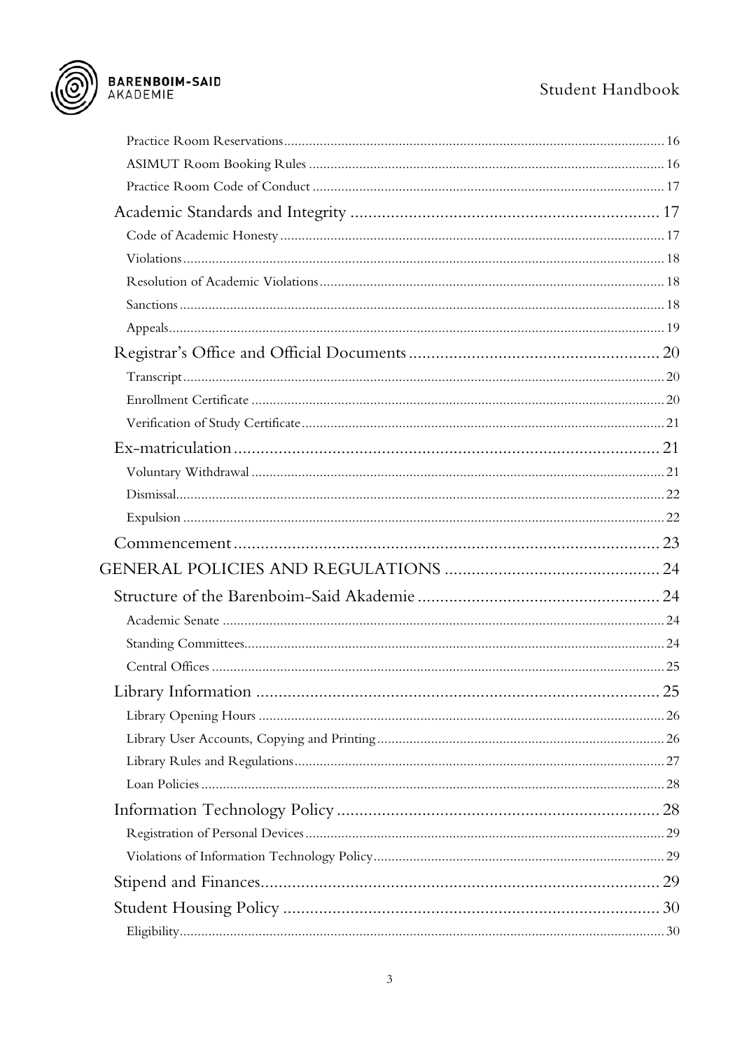Practice Room Reservations ........ 16
ASIMUT Room Booking Rules ........ 16
Practice Room Code of Conduct ........ 17

Academic Standards and Integrity ........ 17
Code of Academic Honesty ........ 17
Violations ........ 18
Resolution of Academic Violations ........ 18
Sanctions ........ 18
Appeals ........ 19

Registrar's Office and Official Documents ........ 20
Transcript ........ 20
Enrollment Certificate ........ 20
Verification of Study Certificate ........ 21

Ex-matriculation ........ 21
Voluntary Withdrawal ........ 21
Dismissal ........ 22
Expulsion ........ 22

Commencement ........ 23

GENERAL POLICIES AND REGULATIONS ........ 24

Structure of the Barenboim-Said Akademie ........ 24
Academic Senate ........ 24
Standing Committees ........ 24
Central Offices ........ 25

Library Information ........ 25
Library Opening Hours ........ 26
Library User Accounts, Copying and Printing ........ 26
Library Rules and Regulations ........ 27
Loan Policies ........ 28

Information Technology Policy ........ 28
Registration of Personal Devices ........ 29
Violations of Information Technology Policy ........ 29

Stipend and Finances ........ 29

Student Housing Policy ........ 30
Eligibility ........ 30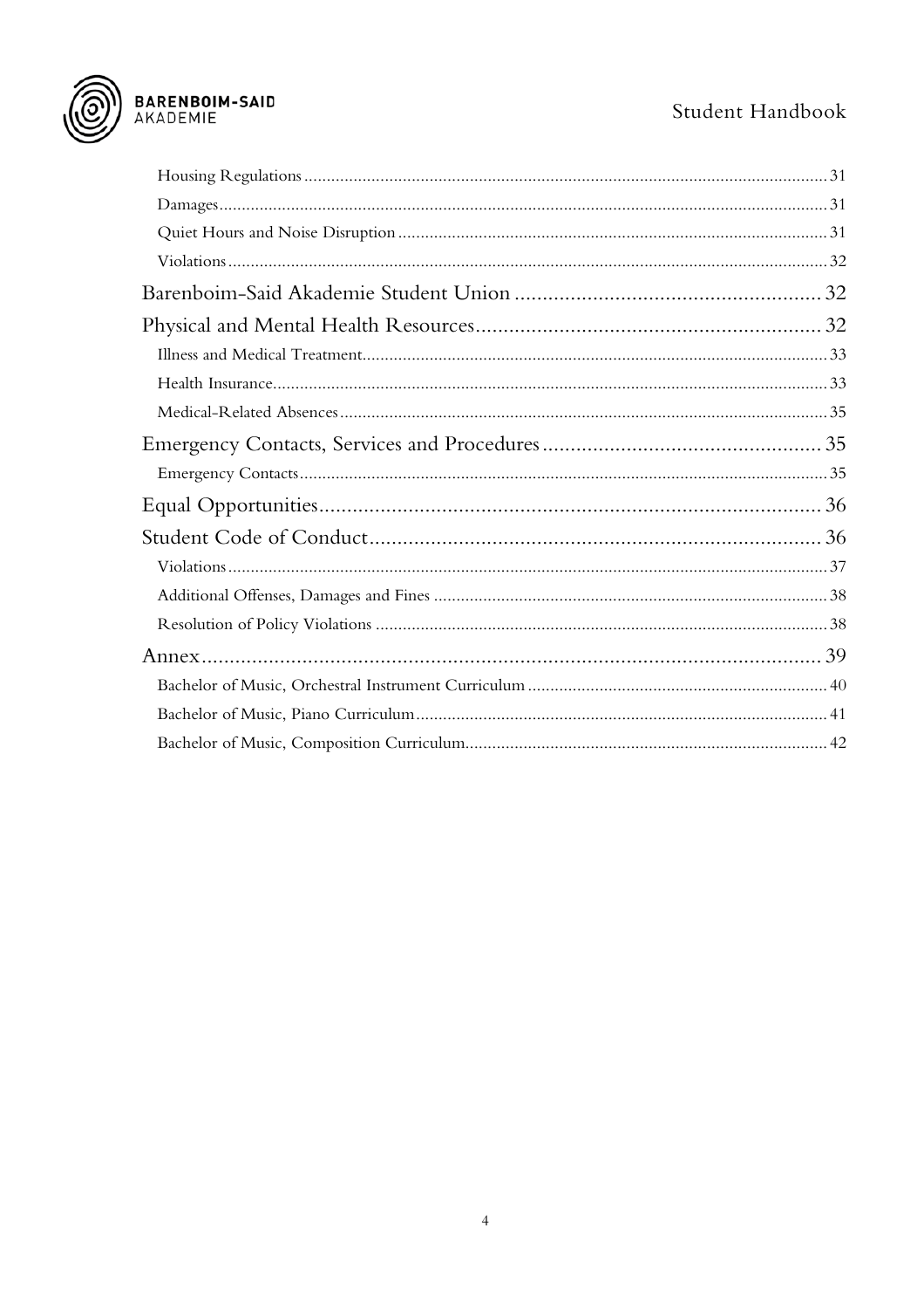- Housing Regulations ... 31
- Damages ... 31
- Quiet Hours and Noise Disruption ... 31
- Violations ... 32

Barenboim-Said Akademie Student Union ... 32

Physical and Mental Health Resources ... 32

- Illness and Medical Treatment ... 33
- Health Insurance ... 33
- Medical-Related Absences ... 35

Emergency Contacts, Services and Procedures ... 35

- Emergency Contacts ... 35

Equal Opportunities ... 36

Student Code of Conduct ... 36

- Violations ... 37
- Additional Offenses, Damages and Fines ... 38
- Resolution of Policy Violations ... 38

Annex ... 39

- Bachelor of Music, Orchestral Instrument Curriculum ... 40
- Bachelor of Music, Piano Curriculum ... 41
- Bachelor of Music, Composition Curriculum ... 42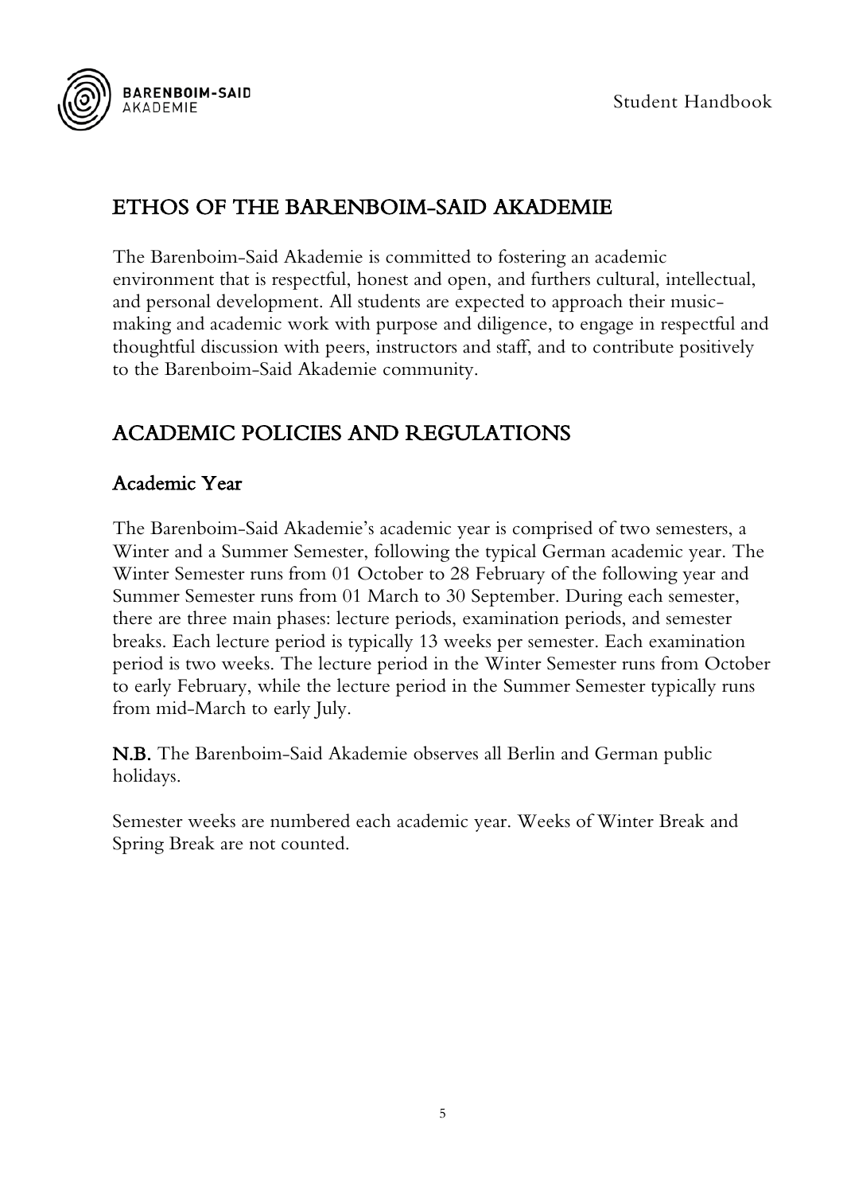## ETHOS OF THE BARENBOIM-SAID AKADEMIE

The Barenboim-Said Akademie is committed to fostering an academic environment that is respectful, honest and open, and furthers cultural, intellectual, and personal development. All students are expected to approach their music-making and academic work with purpose and diligence, to engage in respectful and thoughtful discussion with peers, instructors and staff, and to contribute positively to the Barenboim-Said Akademie community.

## ACADEMIC POLICIES AND REGULATIONS

### Academic Year

The Barenboim-Said Akademie's academic year is comprised of two semesters, a Winter and a Summer Semester, following the typical German academic year. The Winter Semester runs from 01 October to 28 February of the following year and Summer Semester runs from 01 March to 30 September. During each semester, there are three main phases: lecture periods, examination periods, and semester breaks. Each lecture period is typically 13 weeks per semester. Each examination period is two weeks. The lecture period in the Winter Semester runs from October to early February, while the lecture period in the Summer Semester typically runs from mid-March to early July.

**N.B.** The Barenboim-Said Akademie observes all Berlin and German public holidays.

Semester weeks are numbered each academic year. Weeks of Winter Break and Spring Break are not counted.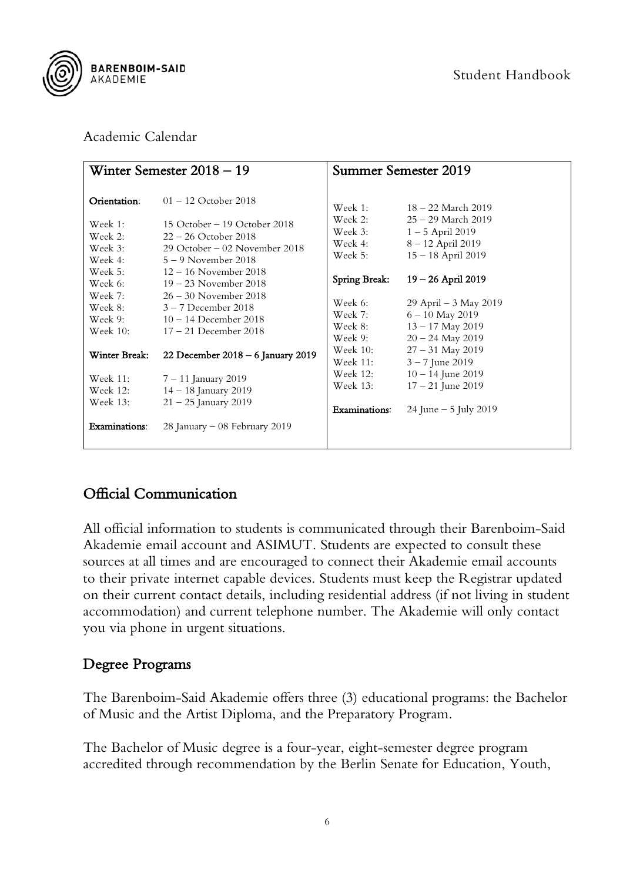Academic Calendar

| Winter Semester 2018 – 19 | | Summer Semester 2019 | |
|---|---|---|---|
| **Orientation**: | 01 – 12 October 2018 | | |
| Week 1: | 15 October – 19 October 2018 | Week 1: | 18 – 22 March 2019 |
| Week 2: | 22 – 26 October 2018 | Week 2: | 25 – 29 March 2019 |
| Week 3: | 29 October – 02 November 2018 | Week 3: | 1 – 5 April 2019 |
| Week 4: | 5 – 9 November 2018 | Week 4: | 8 – 12 April 2019 |
| Week 5: | 12 – 16 November 2018 | Week 5: | 15 – 18 April 2019 |
| Week 6: | 19 – 23 November 2018 | **Spring Break:** | **19 – 26 April 2019** |
| Week 7: | 26 – 30 November 2018 | Week 6: | 29 April – 3 May 2019 |
| Week 8: | 3 – 7 December 2018 | Week 7: | 6 – 10 May 2019 |
| Week 9: | 10 – 14 December 2018 | Week 8: | 13 – 17 May 2019 |
| Week 10: | 17 – 21 December 2018 | Week 9: | 20 – 24 May 2019 |
| **Winter Break:** | **22 December 2018 – 6 January 2019** | Week 10: | 27 – 31 May 2019 |
| Week 11: | 7 – 11 January 2019 | Week 11: | 3 – 7 June 2019 |
| Week 12: | 14 – 18 January 2019 | Week 12: | 10 – 14 June 2019 |
| Week 13: | 21 – 25 January 2019 | Week 13: | 17 – 21 June 2019 |
| **Examinations**: | 28 January – 08 February 2019 | **Examinations**: | 24 June – 5 July 2019 |

## Official Communication

All official information to students is communicated through their Barenboim-Said Akademie email account and ASIMUT. Students are expected to consult these sources at all times and are encouraged to connect their Akademie email accounts to their private internet capable devices. Students must keep the Registrar updated on their current contact details, including residential address (if not living in student accommodation) and current telephone number. The Akademie will only contact you via phone in urgent situations.

## Degree Programs

The Barenboim-Said Akademie offers three (3) educational programs: the Bachelor of Music and the Artist Diploma, and the Preparatory Program.

The Bachelor of Music degree is a four-year, eight-semester degree program accredited through recommendation by the Berlin Senate for Education, Youth,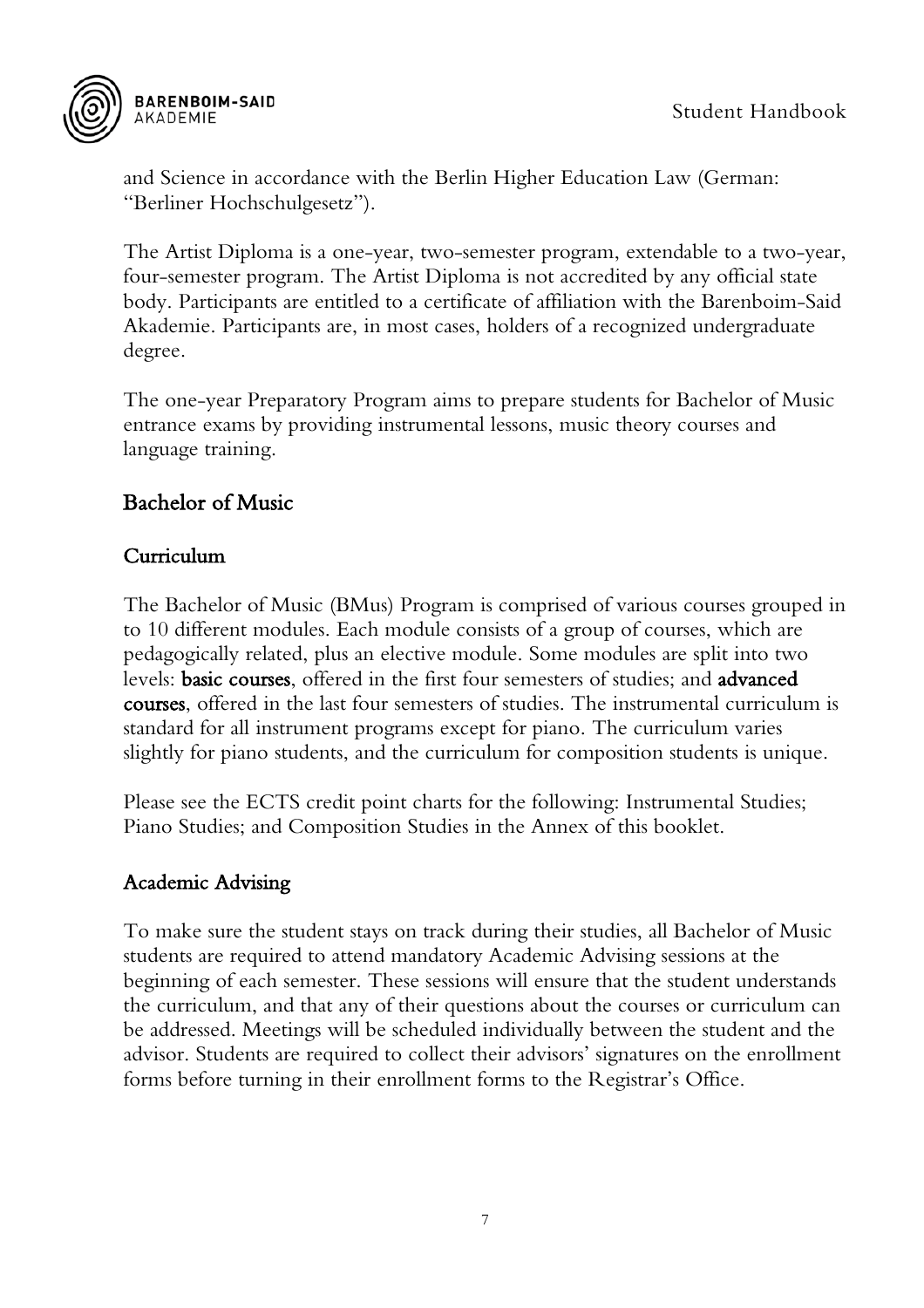and Science in accordance with the Berlin Higher Education Law (German: "Berliner Hochschulgesetz").

The Artist Diploma is a one-year, two-semester program, extendable to a two-year, four-semester program. The Artist Diploma is not accredited by any official state body. Participants are entitled to a certificate of affiliation with the Barenboim-Said Akademie. Participants are, in most cases, holders of a recognized undergraduate degree.

The one-year Preparatory Program aims to prepare students for Bachelor of Music entrance exams by providing instrumental lessons, music theory courses and language training.

## Bachelor of Music

### Curriculum

The Bachelor of Music (BMus) Program is comprised of various courses grouped in to 10 different modules. Each module consists of a group of courses, which are pedagogically related, plus an elective module. Some modules are split into two levels: **basic courses**, offered in the first four semesters of studies; and **advanced courses**, offered in the last four semesters of studies. The instrumental curriculum is standard for all instrument programs except for piano. The curriculum varies slightly for piano students, and the curriculum for composition students is unique.

Please see the ECTS credit point charts for the following: Instrumental Studies; Piano Studies; and Composition Studies in the Annex of this booklet.

### Academic Advising

To make sure the student stays on track during their studies, all Bachelor of Music students are required to attend mandatory Academic Advising sessions at the beginning of each semester. These sessions will ensure that the student understands the curriculum, and that any of their questions about the courses or curriculum can be addressed. Meetings will be scheduled individually between the student and the advisor. Students are required to collect their advisors' signatures on the enrollment forms before turning in their enrollment forms to the Registrar's Office.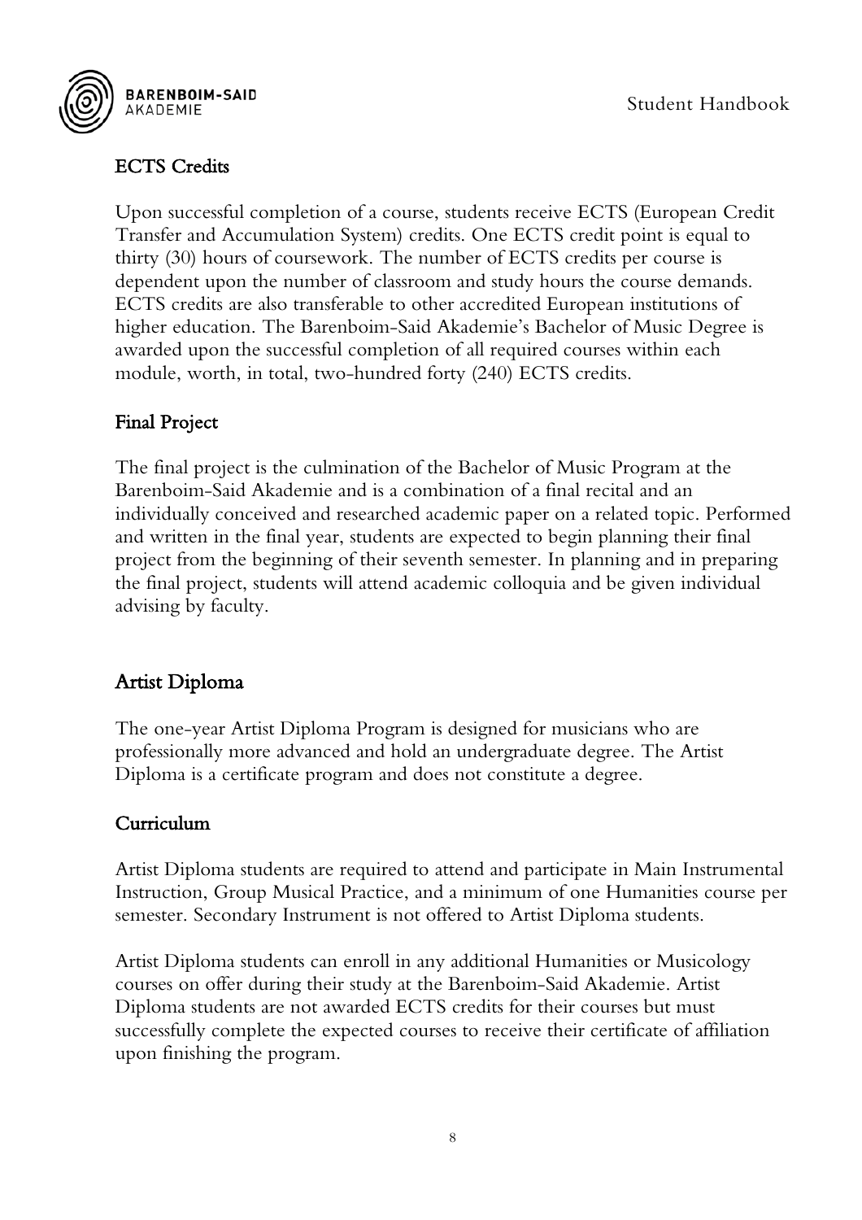## ECTS Credits

Upon successful completion of a course, students receive ECTS (European Credit Transfer and Accumulation System) credits. One ECTS credit point is equal to thirty (30) hours of coursework. The number of ECTS credits per course is dependent upon the number of classroom and study hours the course demands. ECTS credits are also transferable to other accredited European institutions of higher education. The Barenboim-Said Akademie's Bachelor of Music Degree is awarded upon the successful completion of all required courses within each module, worth, in total, two-hundred forty (240) ECTS credits.

## Final Project

The final project is the culmination of the Bachelor of Music Program at the Barenboim-Said Akademie and is a combination of a final recital and an individually conceived and researched academic paper on a related topic. Performed and written in the final year, students are expected to begin planning their final project from the beginning of their seventh semester. In planning and in preparing the final project, students will attend academic colloquia and be given individual advising by faculty.

# Artist Diploma

The one-year Artist Diploma Program is designed for musicians who are professionally more advanced and hold an undergraduate degree. The Artist Diploma is a certificate program and does not constitute a degree.

## Curriculum

Artist Diploma students are required to attend and participate in Main Instrumental Instruction, Group Musical Practice, and a minimum of one Humanities course per semester. Secondary Instrument is not offered to Artist Diploma students.

Artist Diploma students can enroll in any additional Humanities or Musicology courses on offer during their study at the Barenboim-Said Akademie. Artist Diploma students are not awarded ECTS credits for their courses but must successfully complete the expected courses to receive their certificate of affiliation upon finishing the program.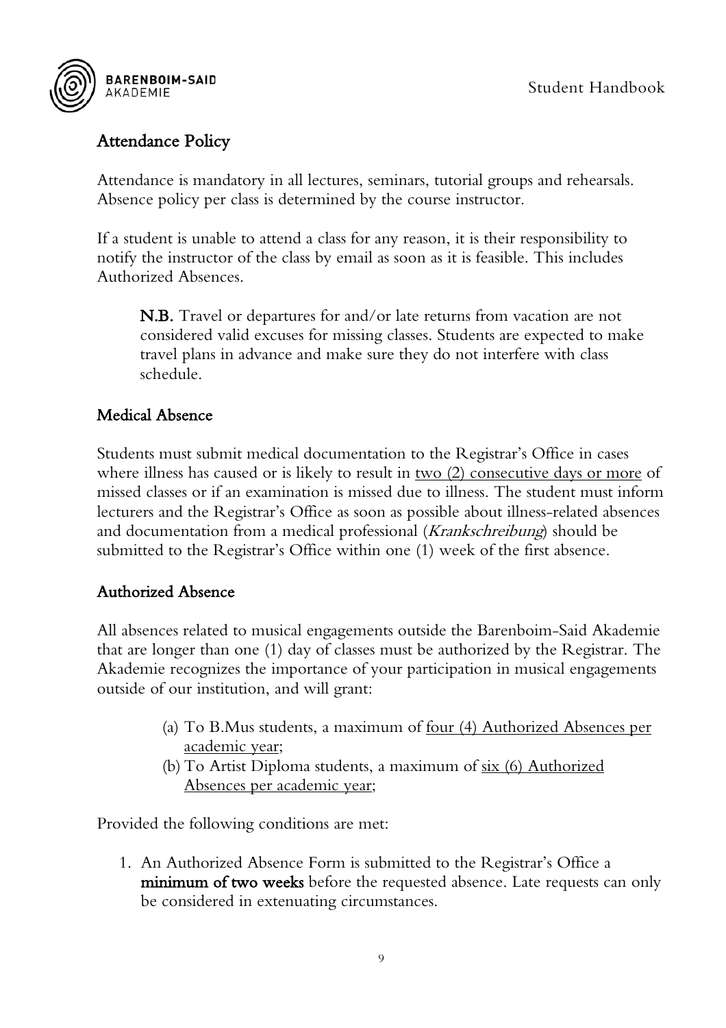## Attendance Policy

Attendance is mandatory in all lectures, seminars, tutorial groups and rehearsals. Absence policy per class is determined by the course instructor.

If a student is unable to attend a class for any reason, it is their responsibility to notify the instructor of the class by email as soon as it is feasible. This includes Authorized Absences.

> **N.B.** Travel or departures for and/or late returns from vacation are not considered valid excuses for missing classes. Students are expected to make travel plans in advance and make sure they do not interfere with class schedule.

## Medical Absence

Students must submit medical documentation to the Registrar's Office in cases where illness has caused or is likely to result in two (2) consecutive days or more of missed classes or if an examination is missed due to illness. The student must inform lecturers and the Registrar's Office as soon as possible about illness-related absences and documentation from a medical professional (*Krankschreibung*) should be submitted to the Registrar's Office within one (1) week of the first absence.

## Authorized Absence

All absences related to musical engagements outside the Barenboim-Said Akademie that are longer than one (1) day of classes must be authorized by the Registrar. The Akademie recognizes the importance of your participation in musical engagements outside of our institution, and will grant:

(a) To B.Mus students, a maximum of four (4) Authorized Absences per academic year;
(b) To Artist Diploma students, a maximum of six (6) Authorized Absences per academic year;

Provided the following conditions are met:

1. An Authorized Absence Form is submitted to the Registrar's Office a **minimum of two weeks** before the requested absence. Late requests can only be considered in extenuating circumstances.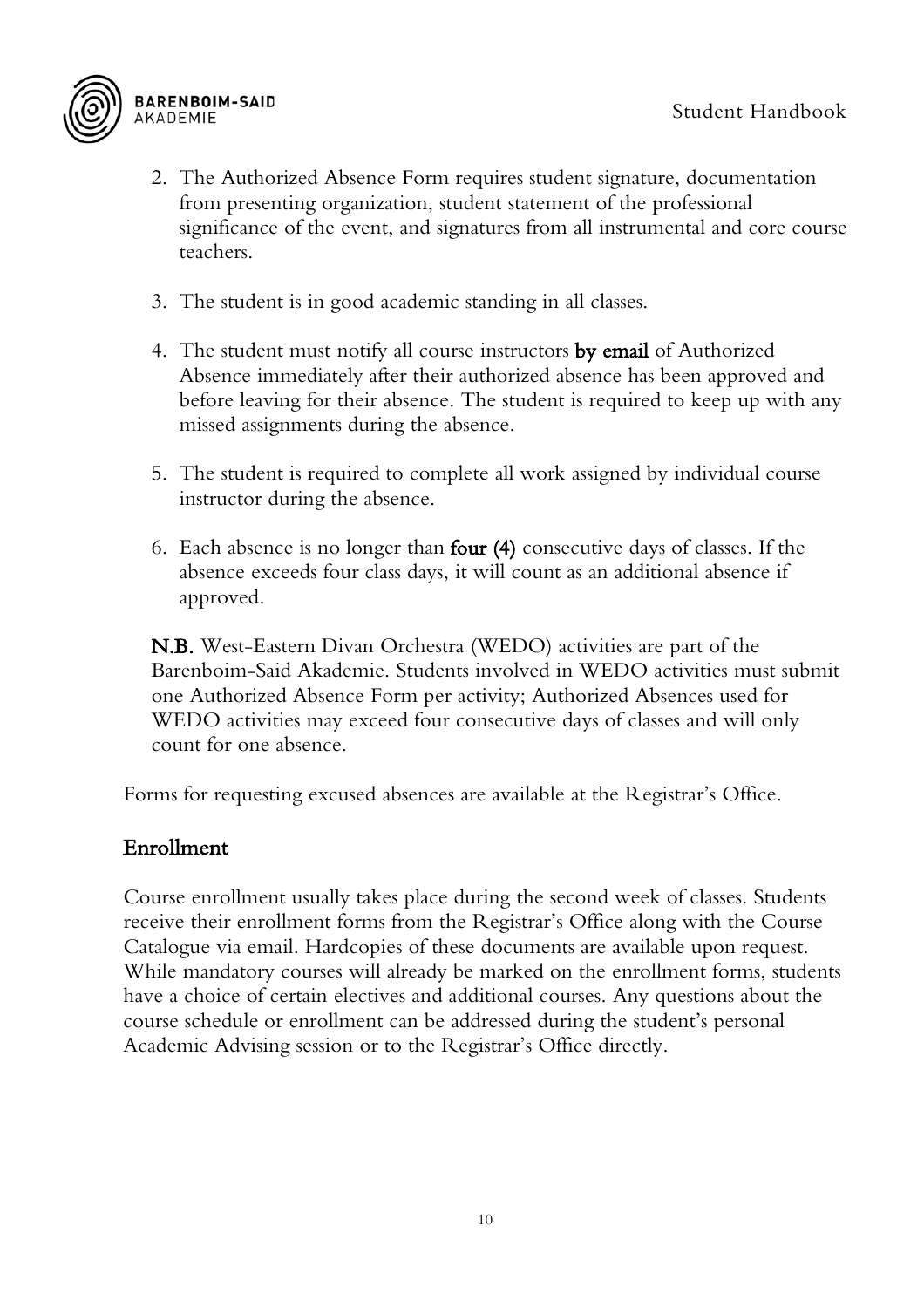2. The Authorized Absence Form requires student signature, documentation from presenting organization, student statement of the professional significance of the event, and signatures from all instrumental and core course teachers.

3. The student is in good academic standing in all classes.

4. The student must notify all course instructors **by email** of Authorized Absence immediately after their authorized absence has been approved and before leaving for their absence. The student is required to keep up with any missed assignments during the absence.

5. The student is required to complete all work assigned by individual course instructor during the absence.

6. Each absence is no longer than **four (4)** consecutive days of classes. If the absence exceeds four class days, it will count as an additional absence if approved.

   **N.B.** West-Eastern Divan Orchestra (WEDO) activities are part of the Barenboim-Said Akademie. Students involved in WEDO activities must submit one Authorized Absence Form per activity; Authorized Absences used for WEDO activities may exceed four consecutive days of classes and will only count for one absence.

Forms for requesting excused absences are available at the Registrar's Office.

## Enrollment

Course enrollment usually takes place during the second week of classes. Students receive their enrollment forms from the Registrar's Office along with the Course Catalogue via email. Hardcopies of these documents are available upon request. While mandatory courses will already be marked on the enrollment forms, students have a choice of certain electives and additional courses. Any questions about the course schedule or enrollment can be addressed during the student's personal Academic Advising session or to the Registrar's Office directly.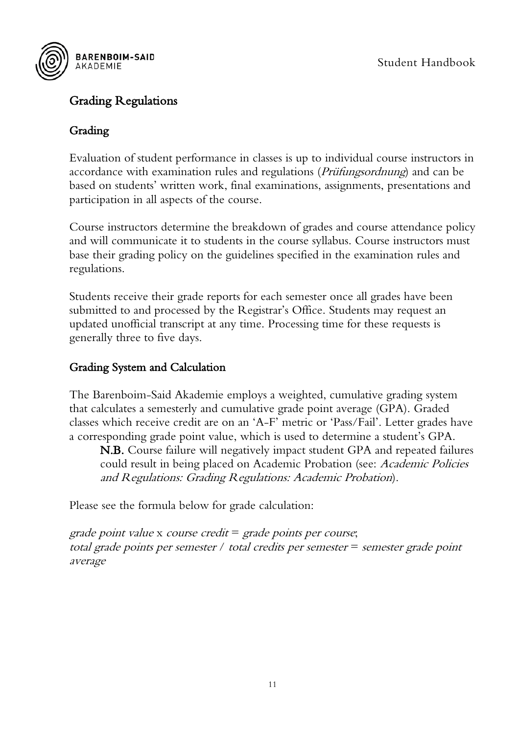## Grading Regulations

### Grading

Evaluation of student performance in classes is up to individual course instructors in accordance with examination rules and regulations (*Prüfungsordnung*) and can be based on students' written work, final examinations, assignments, presentations and participation in all aspects of the course.

Course instructors determine the breakdown of grades and course attendance policy and will communicate it to students in the course syllabus. Course instructors must base their grading policy on the guidelines specified in the examination rules and regulations.

Students receive their grade reports for each semester once all grades have been submitted to and processed by the Registrar's Office. Students may request an updated unofficial transcript at any time. Processing time for these requests is generally three to five days.

### Grading System and Calculation

The Barenboim-Said Akademie employs a weighted, cumulative grading system that calculates a semesterly and cumulative grade point average (GPA). Graded classes which receive credit are on an 'A-F' metric or 'Pass/Fail'. Letter grades have a corresponding grade point value, which is used to determine a student's GPA.

> **N.B.** Course failure will negatively impact student GPA and repeated failures could result in being placed on Academic Probation (see: *Academic Policies and Regulations: Grading Regulations: Academic Probation*).

Please see the formula below for grade calculation:

*grade point value* x *course credit* = *grade points per course*;
*total grade points per semester* / *total credits per semester* = *semester grade point average*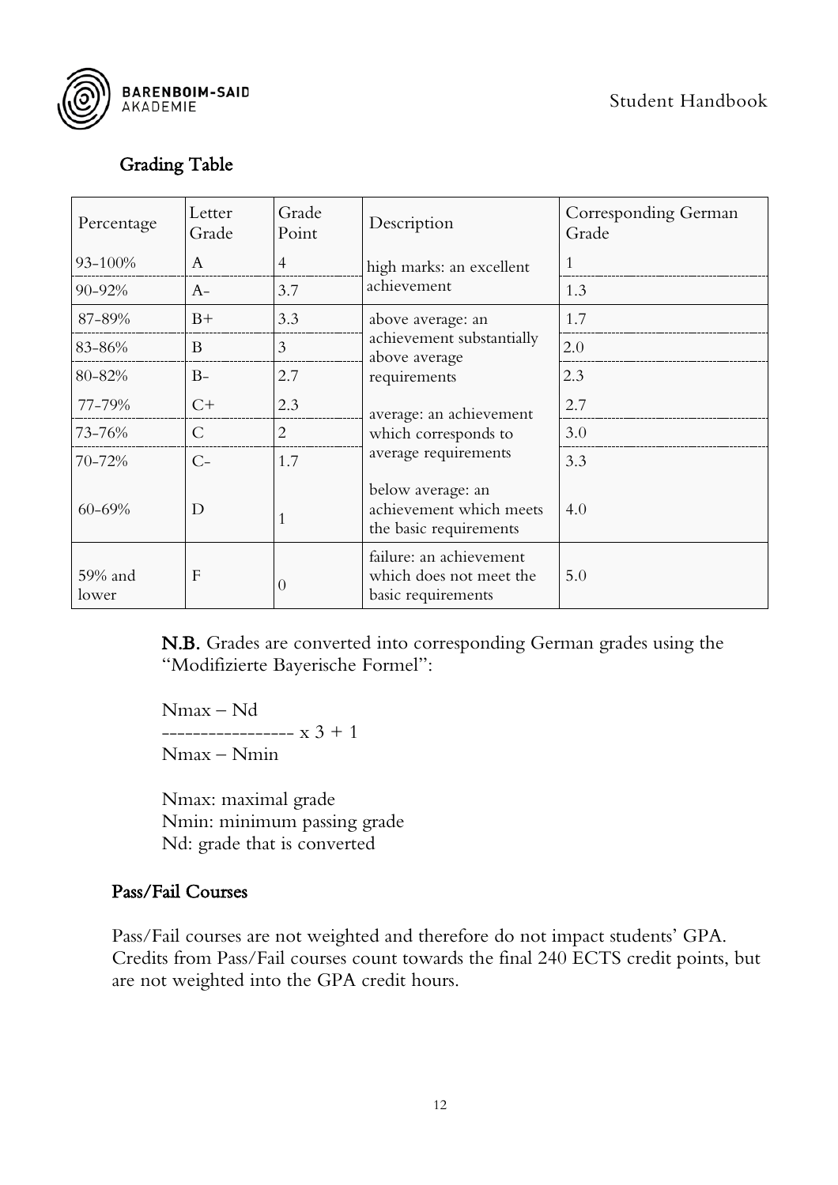## Grading Table

| Percentage | Letter Grade | Grade Point | Description | Corresponding German Grade |
|---|---|---|---|---|
| 93-100% | A | 4 | high marks: an excellent achievement | 1 |
| 90-92% | A- | 3.7 | | 1.3 |
| 87-89% | B+ | 3.3 | above average: an achievement substantially above average requirements | 1.7 |
| 83-86% | B | 3 | | 2.0 |
| 80-82% | B- | 2.7 | | 2.3 |
| 77-79% | C+ | 2.3 | average: an achievement which corresponds to average requirements | 2.7 |
| 73-76% | C | 2 | | 3.0 |
| 70-72% | C- | 1.7 | | 3.3 |
| 60-69% | D | 1 | below average: an achievement which meets the basic requirements | 4.0 |
| 59% and lower | F | 0 | failure: an achievement which does not meet the basic requirements | 5.0 |

**N.B.** Grades are converted into corresponding German grades using the "Modifizierte Bayerische Formel":

$$\frac{N_{max} - N_d}{N_{max} - N_{min}} \times 3 + 1$$

Nmax: maximal grade
Nmin: minimum passing grade
Nd: grade that is converted

## Pass/Fail Courses

Pass/Fail courses are not weighted and therefore do not impact students' GPA. Credits from Pass/Fail courses count towards the final 240 ECTS credit points, but are not weighted into the GPA credit hours.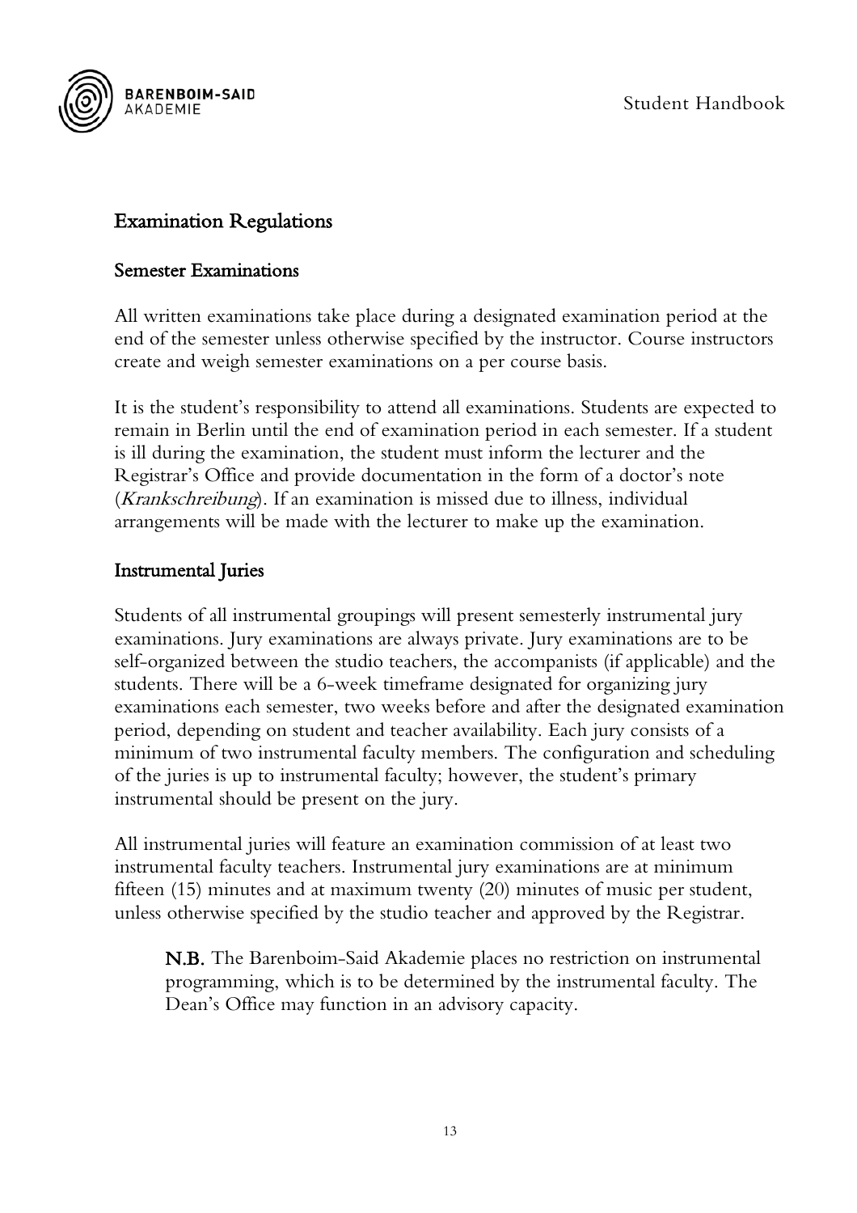# Examination Regulations

## Semester Examinations

All written examinations take place during a designated examination period at the end of the semester unless otherwise specified by the instructor. Course instructors create and weigh semester examinations on a per course basis.

It is the student's responsibility to attend all examinations. Students are expected to remain in Berlin until the end of examination period in each semester. If a student is ill during the examination, the student must inform the lecturer and the Registrar's Office and provide documentation in the form of a doctor's note (*Krankschreibung*). If an examination is missed due to illness, individual arrangements will be made with the lecturer to make up the examination.

## Instrumental Juries

Students of all instrumental groupings will present semesterly instrumental jury examinations. Jury examinations are always private. Jury examinations are to be self-organized between the studio teachers, the accompanists (if applicable) and the students. There will be a 6-week timeframe designated for organizing jury examinations each semester, two weeks before and after the designated examination period, depending on student and teacher availability. Each jury consists of a minimum of two instrumental faculty members. The configuration and scheduling of the juries is up to instrumental faculty; however, the student's primary instrumental should be present on the jury.

All instrumental juries will feature an examination commission of at least two instrumental faculty teachers. Instrumental jury examinations are at minimum fifteen (15) minutes and at maximum twenty (20) minutes of music per student, unless otherwise specified by the studio teacher and approved by the Registrar.

> **N.B.** The Barenboim-Said Akademie places no restriction on instrumental programming, which is to be determined by the instrumental faculty. The Dean's Office may function in an advisory capacity.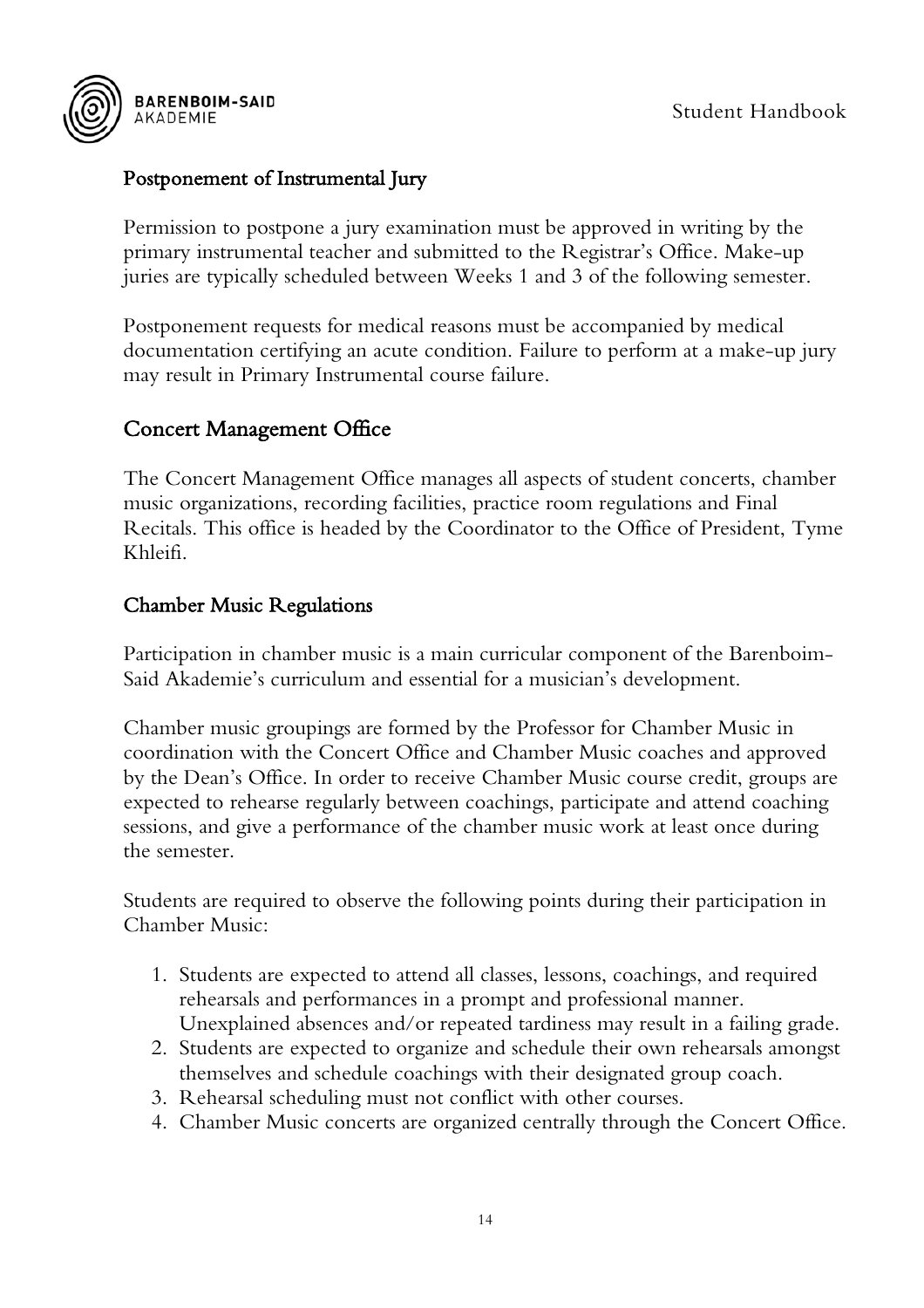### Postponement of Instrumental Jury

Permission to postpone a jury examination must be approved in writing by the primary instrumental teacher and submitted to the Registrar's Office. Make-up juries are typically scheduled between Weeks 1 and 3 of the following semester.

Postponement requests for medical reasons must be accompanied by medical documentation certifying an acute condition. Failure to perform at a make-up jury may result in Primary Instrumental course failure.

## Concert Management Office

The Concert Management Office manages all aspects of student concerts, chamber music organizations, recording facilities, practice room regulations and Final Recitals. This office is headed by the Coordinator to the Office of President, Tyme Khleifi.

### Chamber Music Regulations

Participation in chamber music is a main curricular component of the Barenboim-Said Akademie's curriculum and essential for a musician's development.

Chamber music groupings are formed by the Professor for Chamber Music in coordination with the Concert Office and Chamber Music coaches and approved by the Dean's Office. In order to receive Chamber Music course credit, groups are expected to rehearse regularly between coachings, participate and attend coaching sessions, and give a performance of the chamber music work at least once during the semester.

Students are required to observe the following points during their participation in Chamber Music:

1. Students are expected to attend all classes, lessons, coachings, and required rehearsals and performances in a prompt and professional manner. Unexplained absences and/or repeated tardiness may result in a failing grade.
2. Students are expected to organize and schedule their own rehearsals amongst themselves and schedule coachings with their designated group coach.
3. Rehearsal scheduling must not conflict with other courses.
4. Chamber Music concerts are organized centrally through the Concert Office.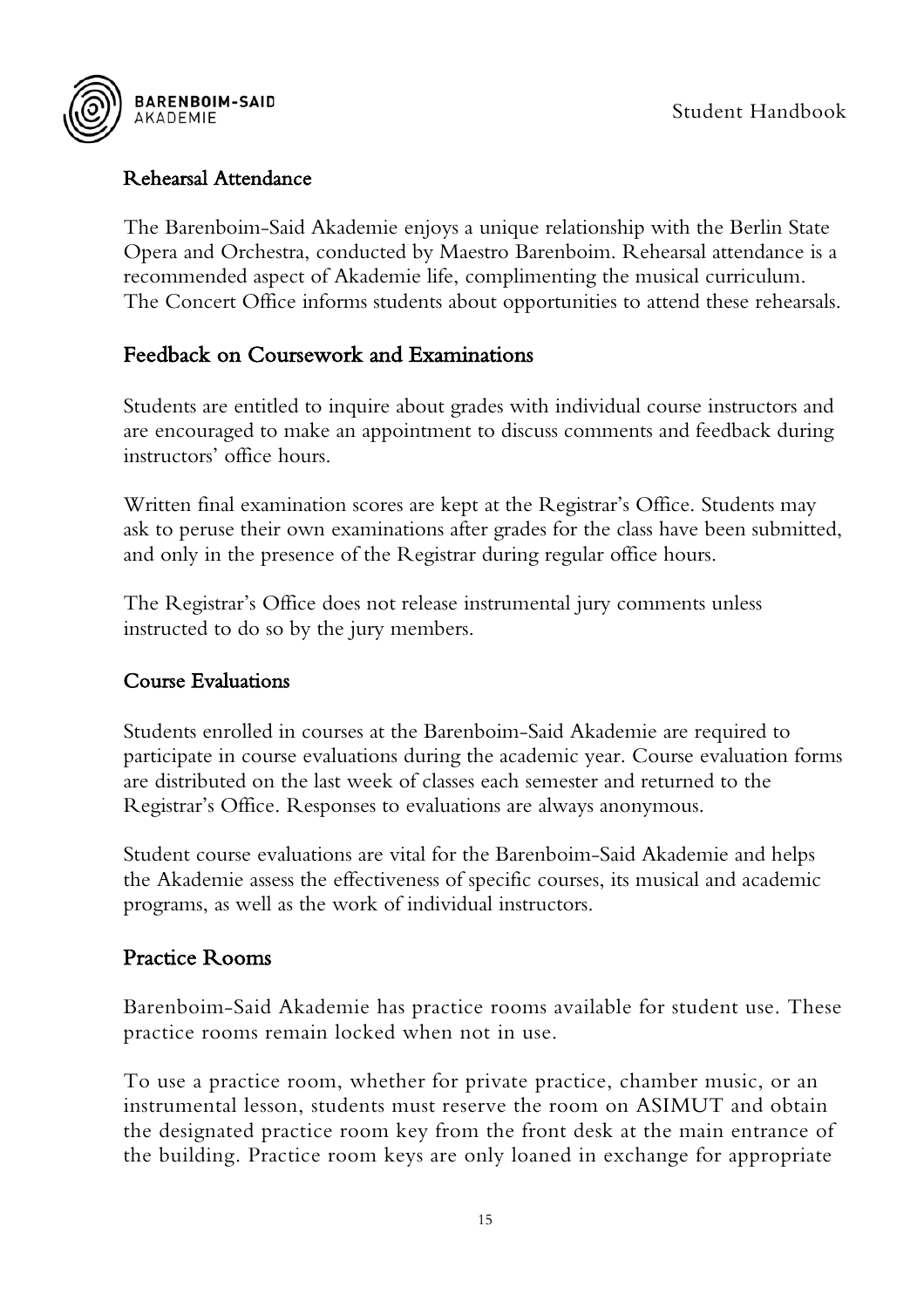## Rehearsal Attendance

The Barenboim-Said Akademie enjoys a unique relationship with the Berlin State Opera and Orchestra, conducted by Maestro Barenboim. Rehearsal attendance is a recommended aspect of Akademie life, complimenting the musical curriculum. The Concert Office informs students about opportunities to attend these rehearsals.

## Feedback on Coursework and Examinations

Students are entitled to inquire about grades with individual course instructors and are encouraged to make an appointment to discuss comments and feedback during instructors' office hours.

Written final examination scores are kept at the Registrar's Office. Students may ask to peruse their own examinations after grades for the class have been submitted, and only in the presence of the Registrar during regular office hours.

The Registrar's Office does not release instrumental jury comments unless instructed to do so by the jury members.

## Course Evaluations

Students enrolled in courses at the Barenboim-Said Akademie are required to participate in course evaluations during the academic year. Course evaluation forms are distributed on the last week of classes each semester and returned to the Registrar's Office. Responses to evaluations are always anonymous.

Student course evaluations are vital for the Barenboim-Said Akademie and helps the Akademie assess the effectiveness of specific courses, its musical and academic programs, as well as the work of individual instructors.

## Practice Rooms

Barenboim-Said Akademie has practice rooms available for student use. These practice rooms remain locked when not in use.

To use a practice room, whether for private practice, chamber music, or an instrumental lesson, students must reserve the room on ASIMUT and obtain the designated practice room key from the front desk at the main entrance of the building. Practice room keys are only loaned in exchange for appropriate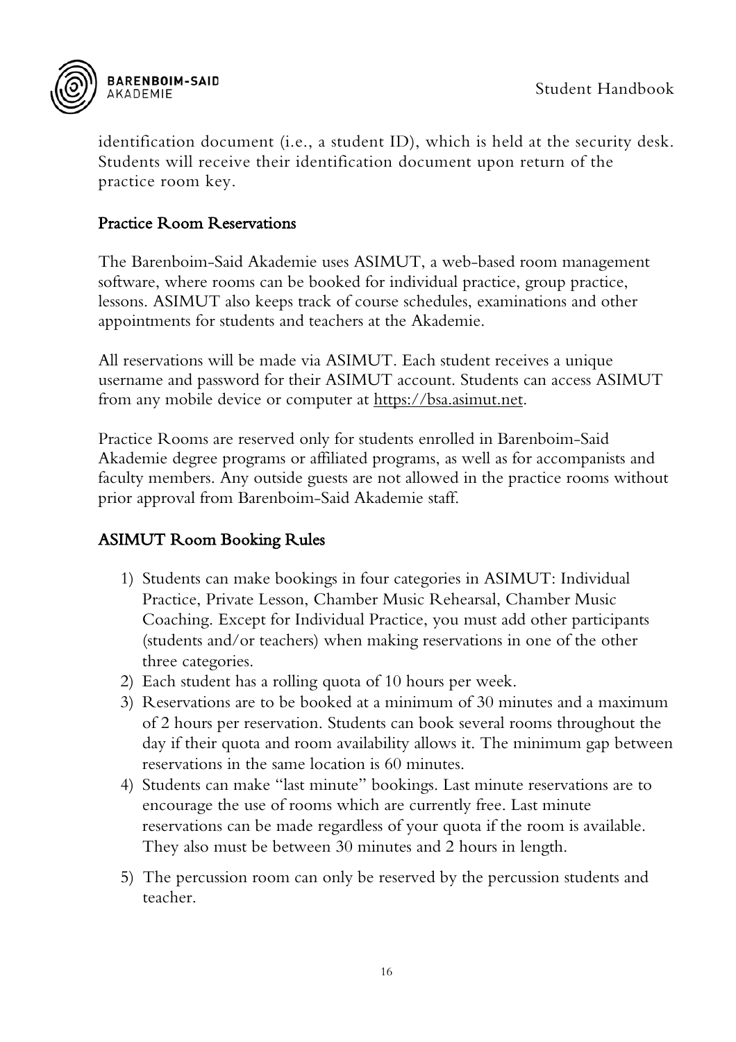identification document (i.e., a student ID), which is held at the security desk. Students will receive their identification document upon return of the practice room key.

## Practice Room Reservations

The Barenboim-Said Akademie uses ASIMUT, a web-based room management software, where rooms can be booked for individual practice, group practice, lessons. ASIMUT also keeps track of course schedules, examinations and other appointments for students and teachers at the Akademie.

All reservations will be made via ASIMUT. Each student receives a unique username and password for their ASIMUT account. Students can access ASIMUT from any mobile device or computer at https://bsa.asimut.net.

Practice Rooms are reserved only for students enrolled in Barenboim-Said Akademie degree programs or affiliated programs, as well as for accompanists and faculty members. Any outside guests are not allowed in the practice rooms without prior approval from Barenboim-Said Akademie staff.

## ASIMUT Room Booking Rules

1) Students can make bookings in four categories in ASIMUT: Individual Practice, Private Lesson, Chamber Music Rehearsal, Chamber Music Coaching. Except for Individual Practice, you must add other participants (students and/or teachers) when making reservations in one of the other three categories.
2) Each student has a rolling quota of 10 hours per week.
3) Reservations are to be booked at a minimum of 30 minutes and a maximum of 2 hours per reservation. Students can book several rooms throughout the day if their quota and room availability allows it. The minimum gap between reservations in the same location is 60 minutes.
4) Students can make "last minute" bookings. Last minute reservations are to encourage the use of rooms which are currently free. Last minute reservations can be made regardless of your quota if the room is available. They also must be between 30 minutes and 2 hours in length.
5) The percussion room can only be reserved by the percussion students and teacher.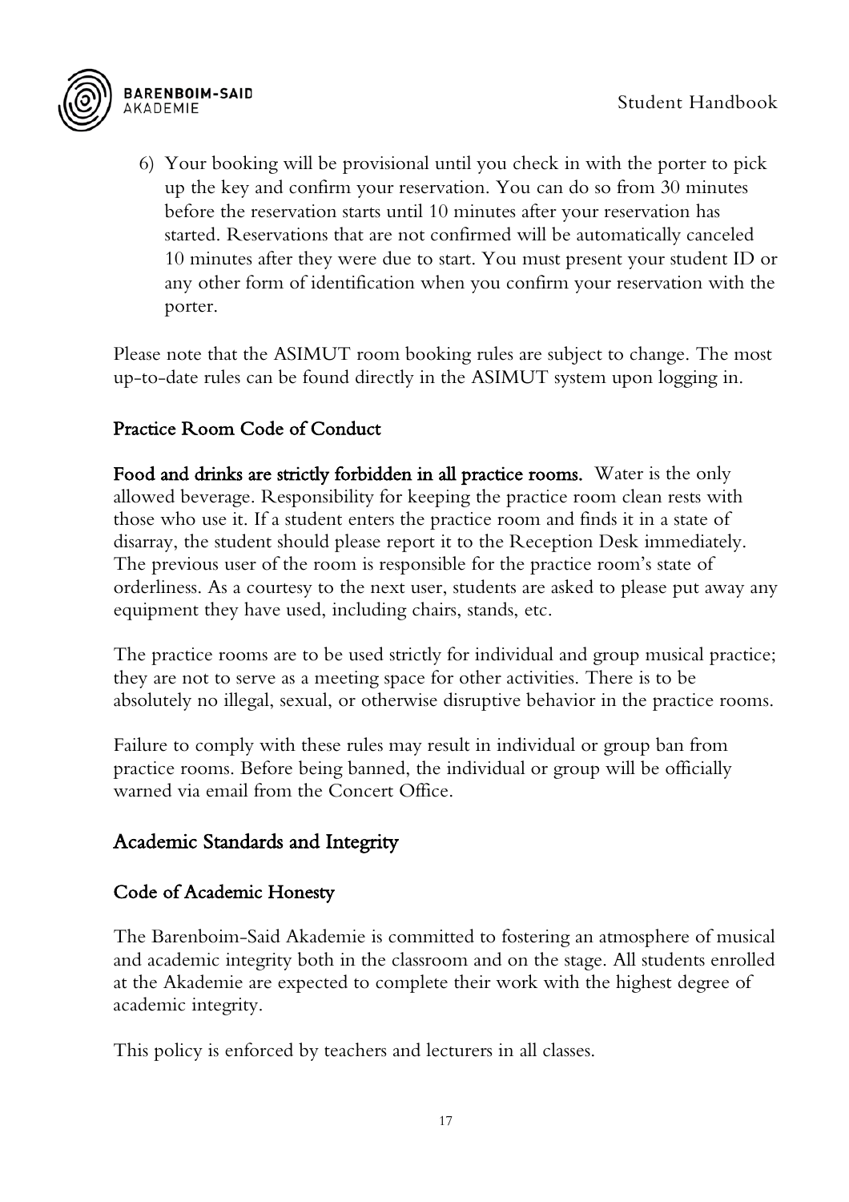6) Your booking will be provisional until you check in with the porter to pick up the key and confirm your reservation. You can do so from 30 minutes before the reservation starts until 10 minutes after your reservation has started. Reservations that are not confirmed will be automatically canceled 10 minutes after they were due to start. You must present your student ID or any other form of identification when you confirm your reservation with the porter.

Please note that the ASIMUT room booking rules are subject to change. The most up-to-date rules can be found directly in the ASIMUT system upon logging in.

### Practice Room Code of Conduct

**Food and drinks are strictly forbidden in all practice rooms.** Water is the only allowed beverage. Responsibility for keeping the practice room clean rests with those who use it. If a student enters the practice room and finds it in a state of disarray, the student should please report it to the Reception Desk immediately. The previous user of the room is responsible for the practice room's state of orderliness. As a courtesy to the next user, students are asked to please put away any equipment they have used, including chairs, stands, etc.

The practice rooms are to be used strictly for individual and group musical practice; they are not to serve as a meeting space for other activities. There is to be absolutely no illegal, sexual, or otherwise disruptive behavior in the practice rooms.

Failure to comply with these rules may result in individual or group ban from practice rooms. Before being banned, the individual or group will be officially warned via email from the Concert Office.

## Academic Standards and Integrity

### Code of Academic Honesty

The Barenboim-Said Akademie is committed to fostering an atmosphere of musical and academic integrity both in the classroom and on the stage. All students enrolled at the Akademie are expected to complete their work with the highest degree of academic integrity.

This policy is enforced by teachers and lecturers in all classes.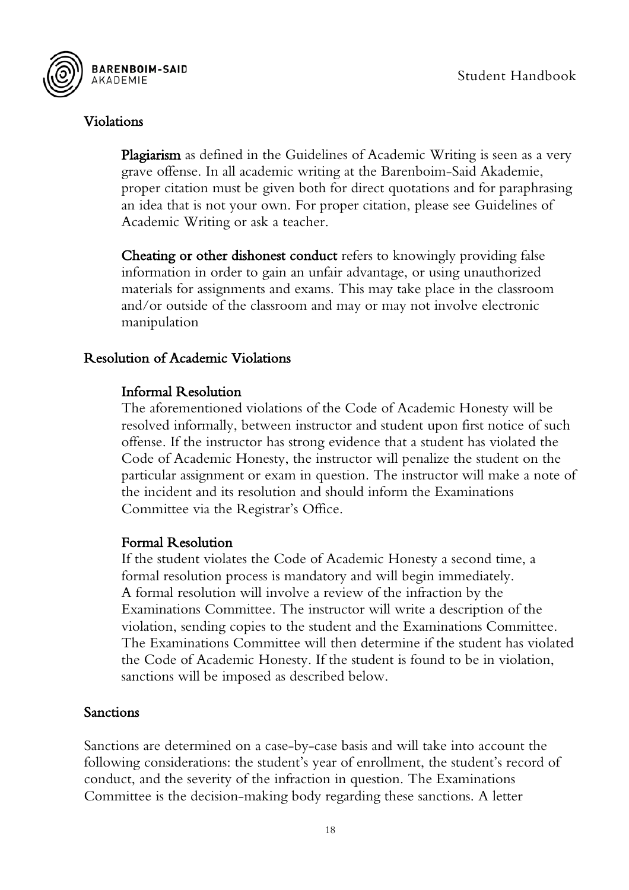## Violations

**Plagiarism** as defined in the Guidelines of Academic Writing is seen as a very grave offense. In all academic writing at the Barenboim-Said Akademie, proper citation must be given both for direct quotations and for paraphrasing an idea that is not your own. For proper citation, please see Guidelines of Academic Writing or ask a teacher.

**Cheating or other dishonest conduct** refers to knowingly providing false information in order to gain an unfair advantage, or using unauthorized materials for assignments and exams. This may take place in the classroom and/or outside of the classroom and may or may not involve electronic manipulation

## Resolution of Academic Violations

### Informal Resolution

The aforementioned violations of the Code of Academic Honesty will be resolved informally, between instructor and student upon first notice of such offense. If the instructor has strong evidence that a student has violated the Code of Academic Honesty, the instructor will penalize the student on the particular assignment or exam in question. The instructor will make a note of the incident and its resolution and should inform the Examinations Committee via the Registrar's Office.

### Formal Resolution

If the student violates the Code of Academic Honesty a second time, a formal resolution process is mandatory and will begin immediately. A formal resolution will involve a review of the infraction by the Examinations Committee. The instructor will write a description of the violation, sending copies to the student and the Examinations Committee. The Examinations Committee will then determine if the student has violated the Code of Academic Honesty. If the student is found to be in violation, sanctions will be imposed as described below.

## Sanctions

Sanctions are determined on a case-by-case basis and will take into account the following considerations: the student's year of enrollment, the student's record of conduct, and the severity of the infraction in question. The Examinations Committee is the decision-making body regarding these sanctions. A letter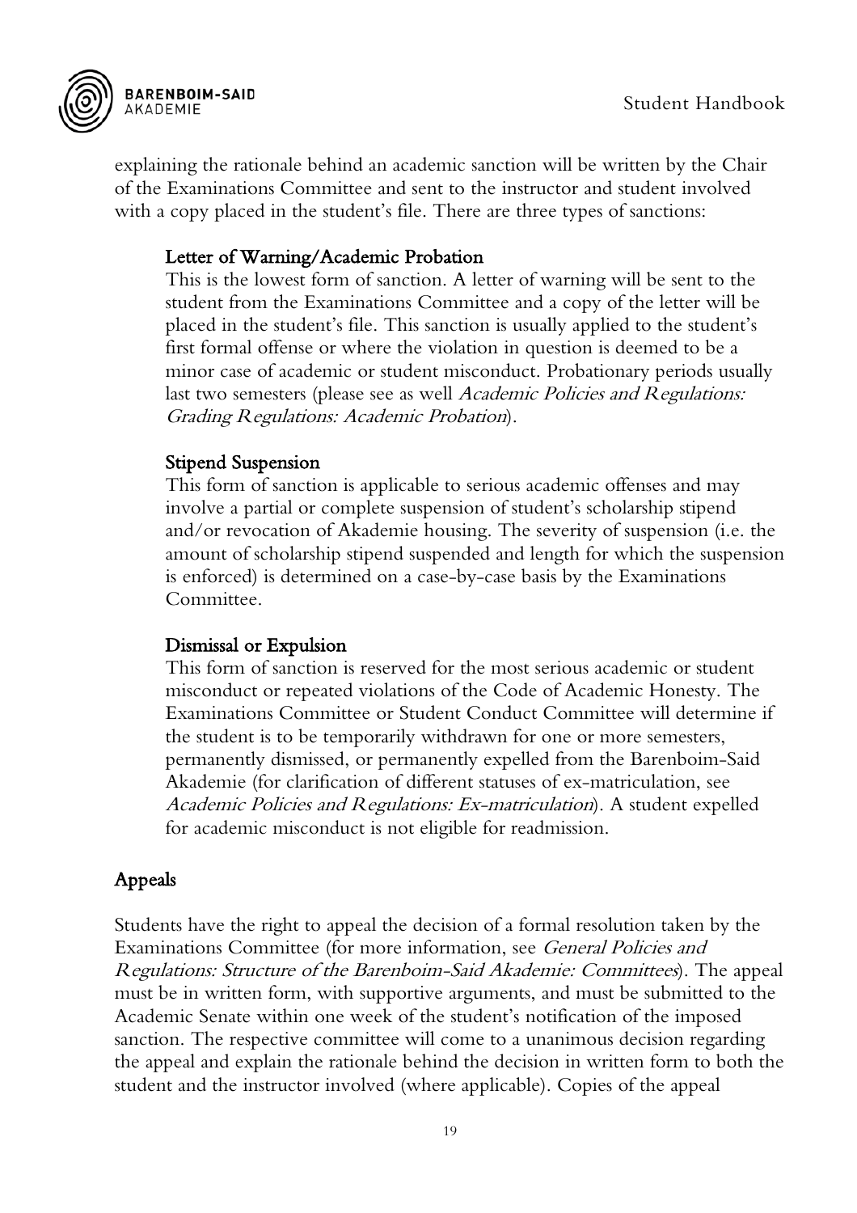explaining the rationale behind an academic sanction will be written by the Chair of the Examinations Committee and sent to the instructor and student involved with a copy placed in the student's file. There are three types of sanctions:

**Letter of Warning/Academic Probation**

This is the lowest form of sanction. A letter of warning will be sent to the student from the Examinations Committee and a copy of the letter will be placed in the student's file. This sanction is usually applied to the student's first formal offense or where the violation in question is deemed to be a minor case of academic or student misconduct. Probationary periods usually last two semesters (please see as well *Academic Policies and Regulations: Grading Regulations: Academic Probation*).

**Stipend Suspension**

This form of sanction is applicable to serious academic offenses and may involve a partial or complete suspension of student's scholarship stipend and/or revocation of Akademie housing. The severity of suspension (i.e. the amount of scholarship stipend suspended and length for which the suspension is enforced) is determined on a case-by-case basis by the Examinations Committee.

**Dismissal or Expulsion**

This form of sanction is reserved for the most serious academic or student misconduct or repeated violations of the Code of Academic Honesty. The Examinations Committee or Student Conduct Committee will determine if the student is to be temporarily withdrawn for one or more semesters, permanently dismissed, or permanently expelled from the Barenboim-Said Akademie (for clarification of different statuses of ex-matriculation, see *Academic Policies and Regulations: Ex-matriculation*). A student expelled for academic misconduct is not eligible for readmission.

## Appeals

Students have the right to appeal the decision of a formal resolution taken by the Examinations Committee (for more information, see *General Policies and Regulations: Structure of the Barenboim-Said Akademie: Committees*). The appeal must be in written form, with supportive arguments, and must be submitted to the Academic Senate within one week of the student's notification of the imposed sanction. The respective committee will come to a unanimous decision regarding the appeal and explain the rationale behind the decision in written form to both the student and the instructor involved (where applicable). Copies of the appeal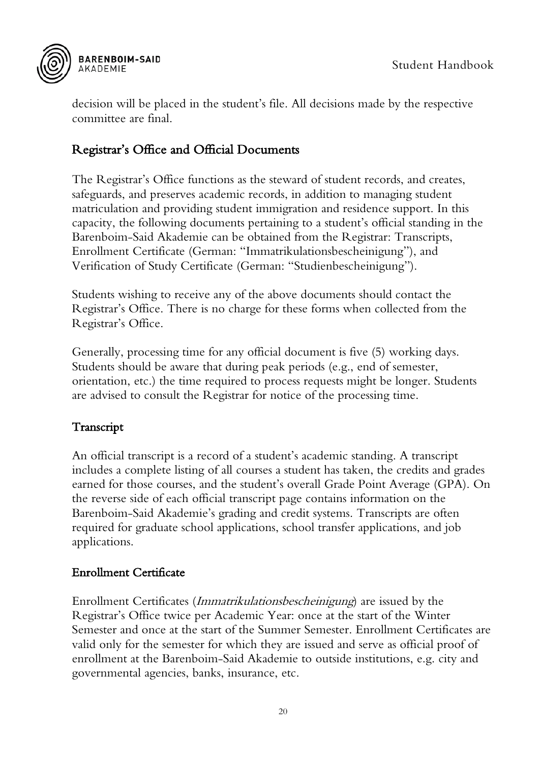decision will be placed in the student's file. All decisions made by the respective committee are final.

## Registrar's Office and Official Documents

The Registrar's Office functions as the steward of student records, and creates, safeguards, and preserves academic records, in addition to managing student matriculation and providing student immigration and residence support. In this capacity, the following documents pertaining to a student's official standing in the Barenboim-Said Akademie can be obtained from the Registrar: Transcripts, Enrollment Certificate (German: "Immatrikulationsbescheinigung"), and Verification of Study Certificate (German: "Studienbescheinigung").

Students wishing to receive any of the above documents should contact the Registrar's Office. There is no charge for these forms when collected from the Registrar's Office.

Generally, processing time for any official document is five (5) working days. Students should be aware that during peak periods (e.g., end of semester, orientation, etc.) the time required to process requests might be longer. Students are advised to consult the Registrar for notice of the processing time.

## Transcript

An official transcript is a record of a student's academic standing. A transcript includes a complete listing of all courses a student has taken, the credits and grades earned for those courses, and the student's overall Grade Point Average (GPA). On the reverse side of each official transcript page contains information on the Barenboim-Said Akademie's grading and credit systems. Transcripts are often required for graduate school applications, school transfer applications, and job applications.

## Enrollment Certificate

Enrollment Certificates (*Immatrikulationsbescheinigung*) are issued by the Registrar's Office twice per Academic Year: once at the start of the Winter Semester and once at the start of the Summer Semester. Enrollment Certificates are valid only for the semester for which they are issued and serve as official proof of enrollment at the Barenboim-Said Akademie to outside institutions, e.g. city and governmental agencies, banks, insurance, etc.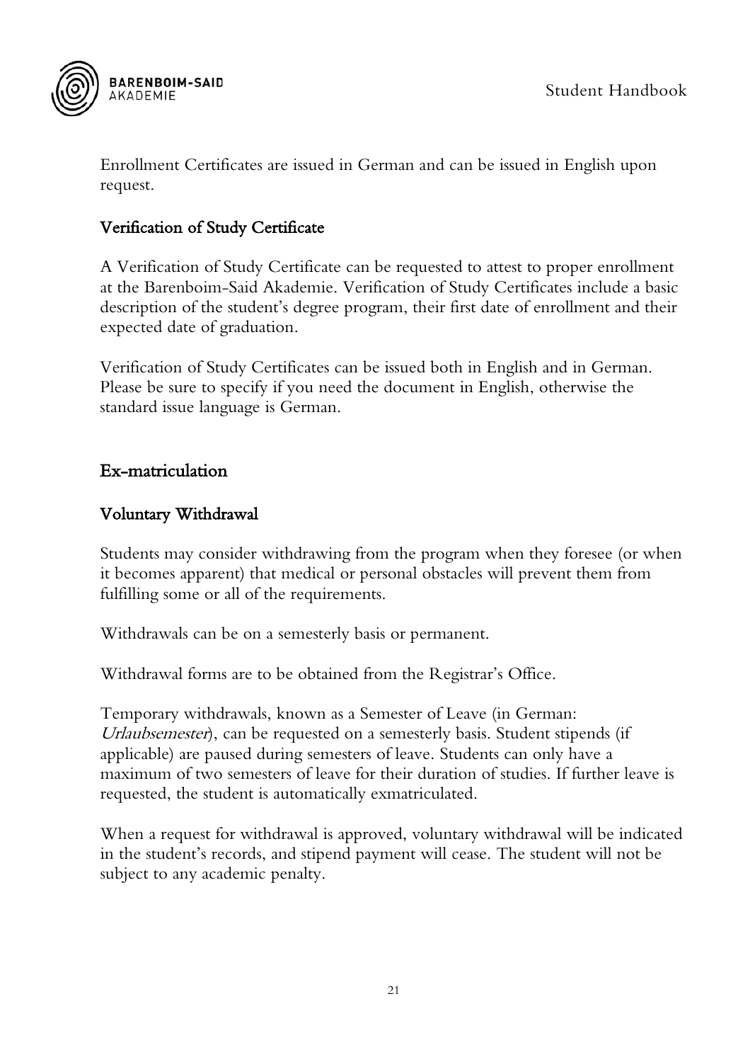Enrollment Certificates are issued in German and can be issued in English upon request.

### Verification of Study Certificate

A Verification of Study Certificate can be requested to attest to proper enrollment at the Barenboim-Said Akademie. Verification of Study Certificates include a basic description of the student's degree program, their first date of enrollment and their expected date of graduation.

Verification of Study Certificates can be issued both in English and in German. Please be sure to specify if you need the document in English, otherwise the standard issue language is German.

## Ex-matriculation

### Voluntary Withdrawal

Students may consider withdrawing from the program when they foresee (or when it becomes apparent) that medical or personal obstacles will prevent them from fulfilling some or all of the requirements.

Withdrawals can be on a semesterly basis or permanent.

Withdrawal forms are to be obtained from the Registrar's Office.

Temporary withdrawals, known as a Semester of Leave (in German: *Urlaubsemester*), can be requested on a semesterly basis. Student stipends (if applicable) are paused during semesters of leave. Students can only have a maximum of two semesters of leave for their duration of studies. If further leave is requested, the student is automatically exmatriculated.

When a request for withdrawal is approved, voluntary withdrawal will be indicated in the student's records, and stipend payment will cease. The student will not be subject to any academic penalty.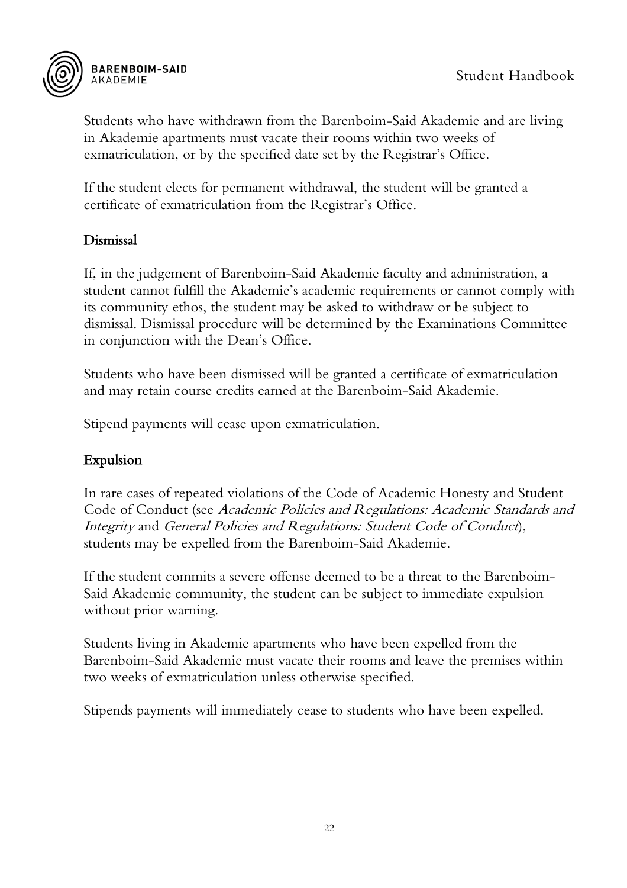Students who have withdrawn from the Barenboim-Said Akademie and are living in Akademie apartments must vacate their rooms within two weeks of exmatriculation, or by the specified date set by the Registrar's Office.

If the student elects for permanent withdrawal, the student will be granted a certificate of exmatriculation from the Registrar's Office.

### Dismissal

If, in the judgement of Barenboim-Said Akademie faculty and administration, a student cannot fulfill the Akademie's academic requirements or cannot comply with its community ethos, the student may be asked to withdraw or be subject to dismissal. Dismissal procedure will be determined by the Examinations Committee in conjunction with the Dean's Office.

Students who have been dismissed will be granted a certificate of exmatriculation and may retain course credits earned at the Barenboim-Said Akademie.

Stipend payments will cease upon exmatriculation.

### Expulsion

In rare cases of repeated violations of the Code of Academic Honesty and Student Code of Conduct (see *Academic Policies and Regulations: Academic Standards and Integrity* and *General Policies and Regulations: Student Code of Conduct*), students may be expelled from the Barenboim-Said Akademie.

If the student commits a severe offense deemed to be a threat to the Barenboim-Said Akademie community, the student can be subject to immediate expulsion without prior warning.

Students living in Akademie apartments who have been expelled from the Barenboim-Said Akademie must vacate their rooms and leave the premises within two weeks of exmatriculation unless otherwise specified.

Stipends payments will immediately cease to students who have been expelled.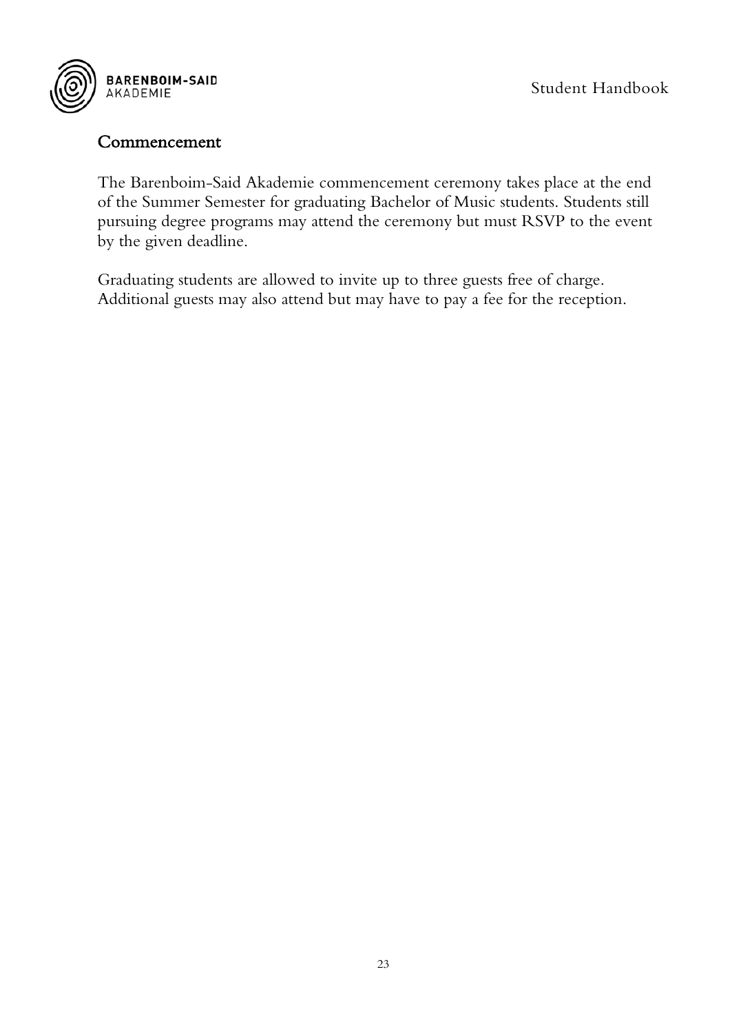## Commencement

The Barenboim-Said Akademie commencement ceremony takes place at the end of the Summer Semester for graduating Bachelor of Music students. Students still pursuing degree programs may attend the ceremony but must RSVP to the event by the given deadline.

Graduating students are allowed to invite up to three guests free of charge. Additional guests may also attend but may have to pay a fee for the reception.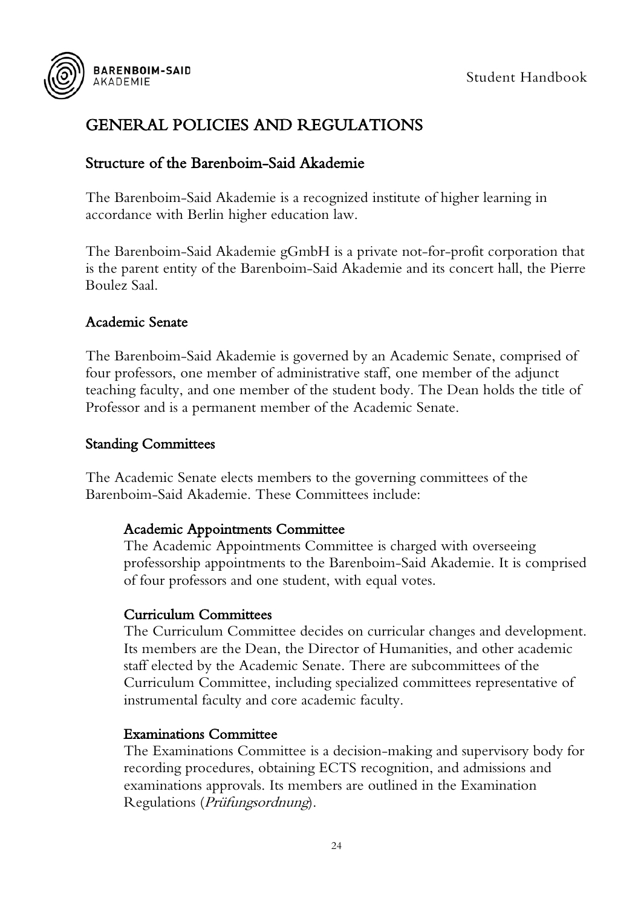# GENERAL POLICIES AND REGULATIONS

## Structure of the Barenboim-Said Akademie

The Barenboim-Said Akademie is a recognized institute of higher learning in accordance with Berlin higher education law.

The Barenboim-Said Akademie gGmbH is a private not-for-profit corporation that is the parent entity of the Barenboim-Said Akademie and its concert hall, the Pierre Boulez Saal.

## Academic Senate

The Barenboim-Said Akademie is governed by an Academic Senate, comprised of four professors, one member of administrative staff, one member of the adjunct teaching faculty, and one member of the student body. The Dean holds the title of Professor and is a permanent member of the Academic Senate.

## Standing Committees

The Academic Senate elects members to the governing committees of the Barenboim-Said Akademie. These Committees include:

### Academic Appointments Committee

The Academic Appointments Committee is charged with overseeing professorship appointments to the Barenboim-Said Akademie. It is comprised of four professors and one student, with equal votes.

### Curriculum Committees

The Curriculum Committee decides on curricular changes and development. Its members are the Dean, the Director of Humanities, and other academic staff elected by the Academic Senate. There are subcommittees of the Curriculum Committee, including specialized committees representative of instrumental faculty and core academic faculty.

### Examinations Committee

The Examinations Committee is a decision-making and supervisory body for recording procedures, obtaining ECTS recognition, and admissions and examinations approvals. Its members are outlined in the Examination Regulations (*Prüfungsordnung*).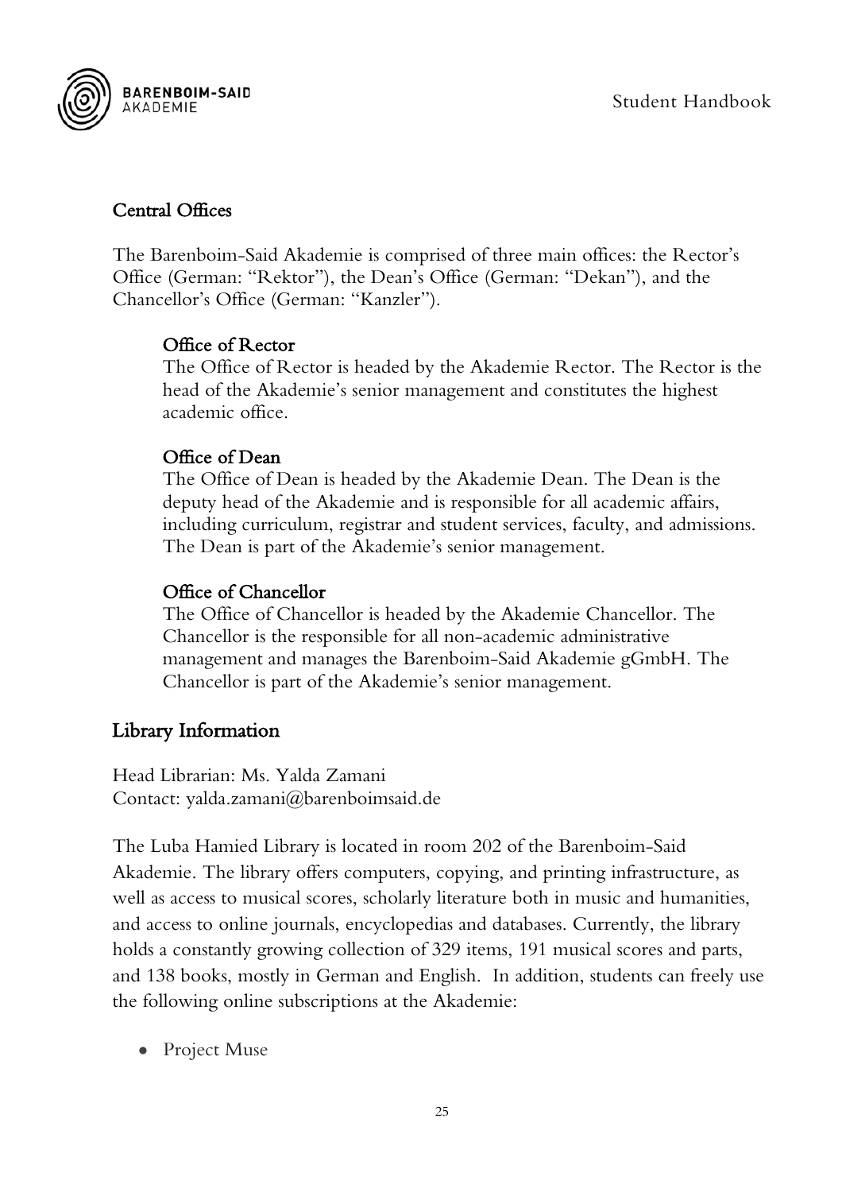## Central Offices

The Barenboim-Said Akademie is comprised of three main offices: the Rector's Office (German: "Rektor"), the Dean's Office (German: "Dekan"), and the Chancellor's Office (German: "Kanzler").

### Office of Rector

The Office of Rector is headed by the Akademie Rector. The Rector is the head of the Akademie's senior management and constitutes the highest academic office.

### Office of Dean

The Office of Dean is headed by the Akademie Dean. The Dean is the deputy head of the Akademie and is responsible for all academic affairs, including curriculum, registrar and student services, faculty, and admissions. The Dean is part of the Akademie's senior management.

### Office of Chancellor

The Office of Chancellor is headed by the Akademie Chancellor. The Chancellor is the responsible for all non-academic administrative management and manages the Barenboim-Said Akademie gGmbH. The Chancellor is part of the Akademie's senior management.

## Library Information

Head Librarian: Ms. Yalda Zamani
Contact: yalda.zamani@barenboimsaid.de

The Luba Hamied Library is located in room 202 of the Barenboim-Said Akademie. The library offers computers, copying, and printing infrastructure, as well as access to musical scores, scholarly literature both in music and humanities, and access to online journals, encyclopedias and databases. Currently, the library holds a constantly growing collection of 329 items, 191 musical scores and parts, and 138 books, mostly in German and English. In addition, students can freely use the following online subscriptions at the Akademie:

- Project Muse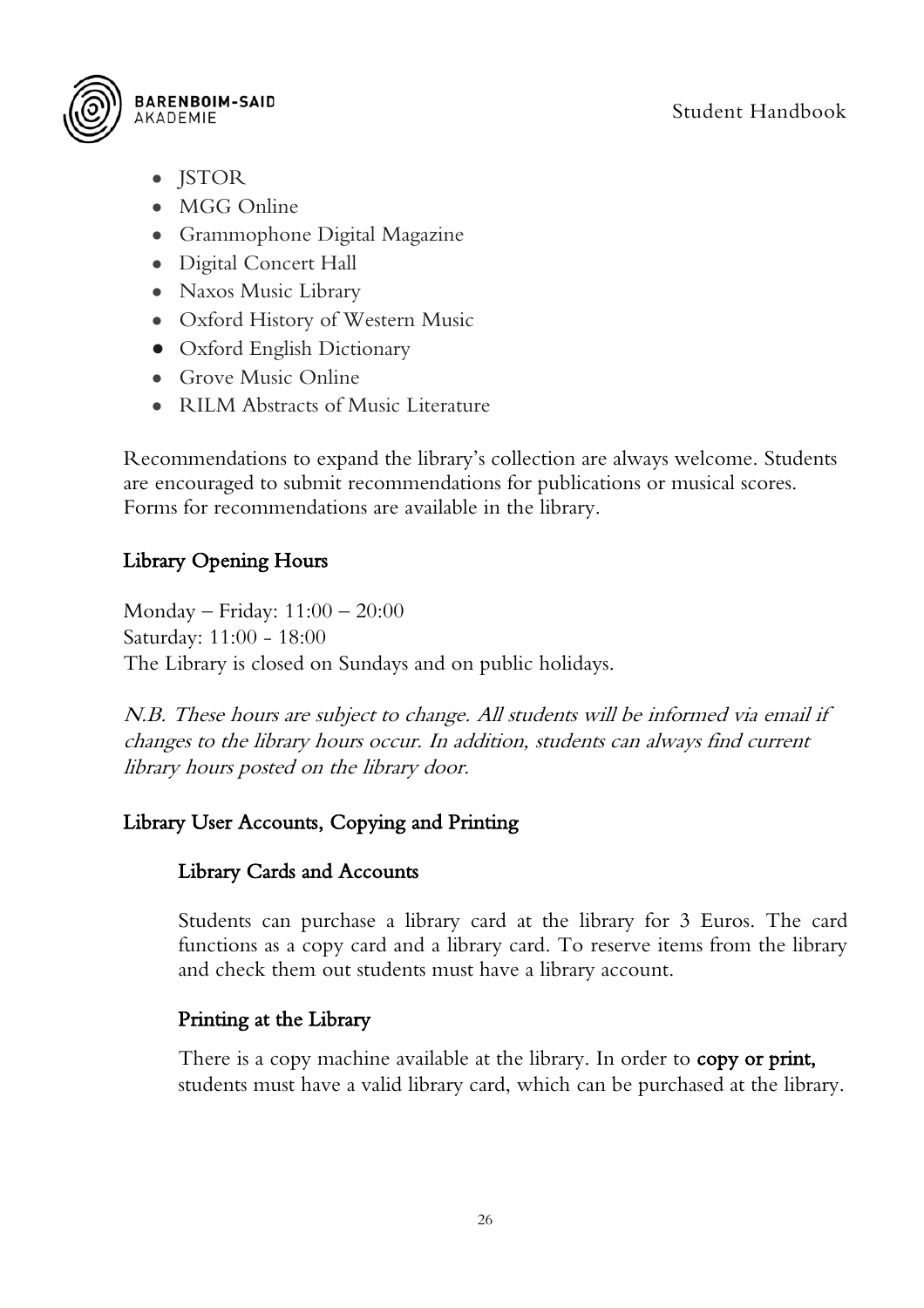- JSTOR
- MGG Online
- Grammophone Digital Magazine
- Digital Concert Hall
- Naxos Music Library
- Oxford History of Western Music
- Oxford English Dictionary
- Grove Music Online
- RILM Abstracts of Music Literature

Recommendations to expand the library's collection are always welcome. Students are encouraged to submit recommendations for publications or musical scores. Forms for recommendations are available in the library.

## Library Opening Hours

Monday – Friday: 11:00 – 20:00
Saturday: 11:00 - 18:00
The Library is closed on Sundays and on public holidays.

*N.B. These hours are subject to change. All students will be informed via email if changes to the library hours occur. In addition, students can always find current library hours posted on the library door.*

## Library User Accounts, Copying and Printing

### Library Cards and Accounts

Students can purchase a library card at the library for 3 Euros. The card functions as a copy card and a library card. To reserve items from the library and check them out students must have a library account.

### Printing at the Library

There is a copy machine available at the library. In order to **copy or print,** students must have a valid library card, which can be purchased at the library.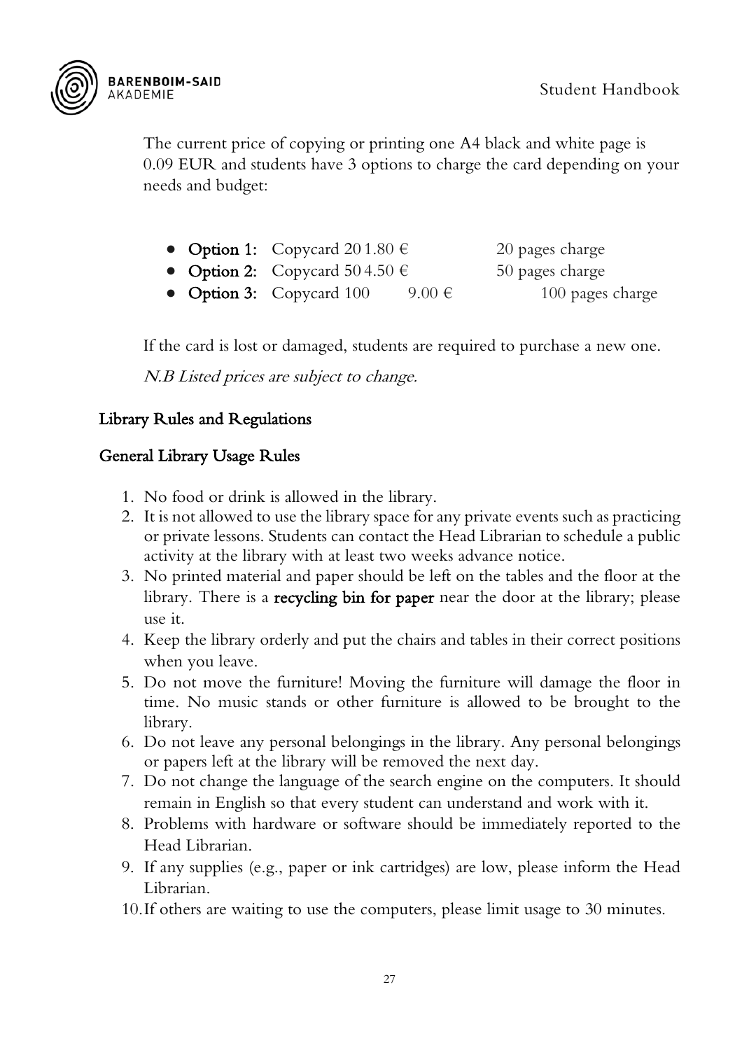The current price of copying or printing one A4 black and white page is 0.09 EUR and students have 3 options to charge the card depending on your needs and budget:

- **Option 1:** Copycard 20 1.80 € 20 pages charge
- **Option 2:** Copycard 50 4.50 € 50 pages charge
- **Option 3:** Copycard 100 9.00 € 100 pages charge

If the card is lost or damaged, students are required to purchase a new one.

*N.B Listed prices are subject to change.*

## Library Rules and Regulations

### General Library Usage Rules

1. No food or drink is allowed in the library.
2. It is not allowed to use the library space for any private events such as practicing or private lessons. Students can contact the Head Librarian to schedule a public activity at the library with at least two weeks advance notice.
3. No printed material and paper should be left on the tables and the floor at the library. There is a **recycling bin for paper** near the door at the library; please use it.
4. Keep the library orderly and put the chairs and tables in their correct positions when you leave.
5. Do not move the furniture! Moving the furniture will damage the floor in time. No music stands or other furniture is allowed to be brought to the library.
6. Do not leave any personal belongings in the library. Any personal belongings or papers left at the library will be removed the next day.
7. Do not change the language of the search engine on the computers. It should remain in English so that every student can understand and work with it.
8. Problems with hardware or software should be immediately reported to the Head Librarian.
9. If any supplies (e.g., paper or ink cartridges) are low, please inform the Head Librarian.
10. If others are waiting to use the computers, please limit usage to 30 minutes.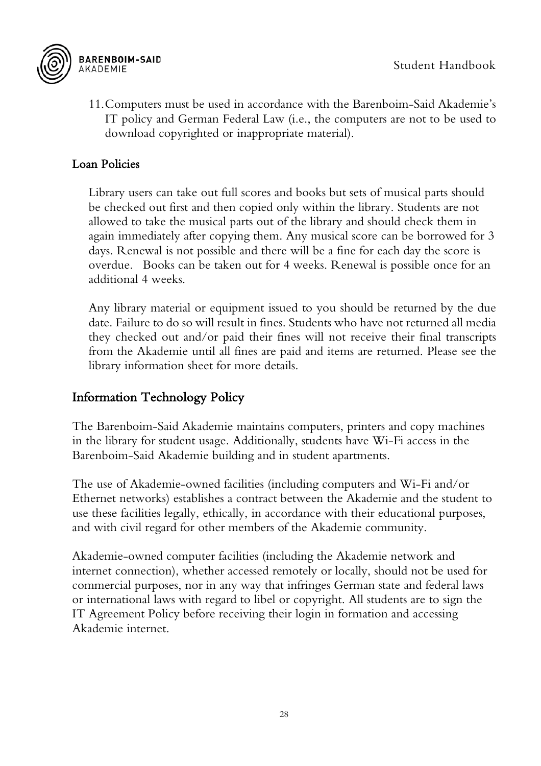11. Computers must be used in accordance with the Barenboim-Said Akademie's IT policy and German Federal Law (i.e., the computers are not to be used to download copyrighted or inappropriate material).

### Loan Policies

Library users can take out full scores and books but sets of musical parts should be checked out first and then copied only within the library. Students are not allowed to take the musical parts out of the library and should check them in again immediately after copying them. Any musical score can be borrowed for 3 days. Renewal is not possible and there will be a fine for each day the score is overdue. Books can be taken out for 4 weeks. Renewal is possible once for an additional 4 weeks.

Any library material or equipment issued to you should be returned by the due date. Failure to do so will result in fines. Students who have not returned all media they checked out and/or paid their fines will not receive their final transcripts from the Akademie until all fines are paid and items are returned. Please see the library information sheet for more details.

## Information Technology Policy

The Barenboim-Said Akademie maintains computers, printers and copy machines in the library for student usage. Additionally, students have Wi-Fi access in the Barenboim-Said Akademie building and in student apartments.

The use of Akademie-owned facilities (including computers and Wi-Fi and/or Ethernet networks) establishes a contract between the Akademie and the student to use these facilities legally, ethically, in accordance with their educational purposes, and with civil regard for other members of the Akademie community.

Akademie-owned computer facilities (including the Akademie network and internet connection), whether accessed remotely or locally, should not be used for commercial purposes, nor in any way that infringes German state and federal laws or international laws with regard to libel or copyright. All students are to sign the IT Agreement Policy before receiving their login in formation and accessing Akademie internet.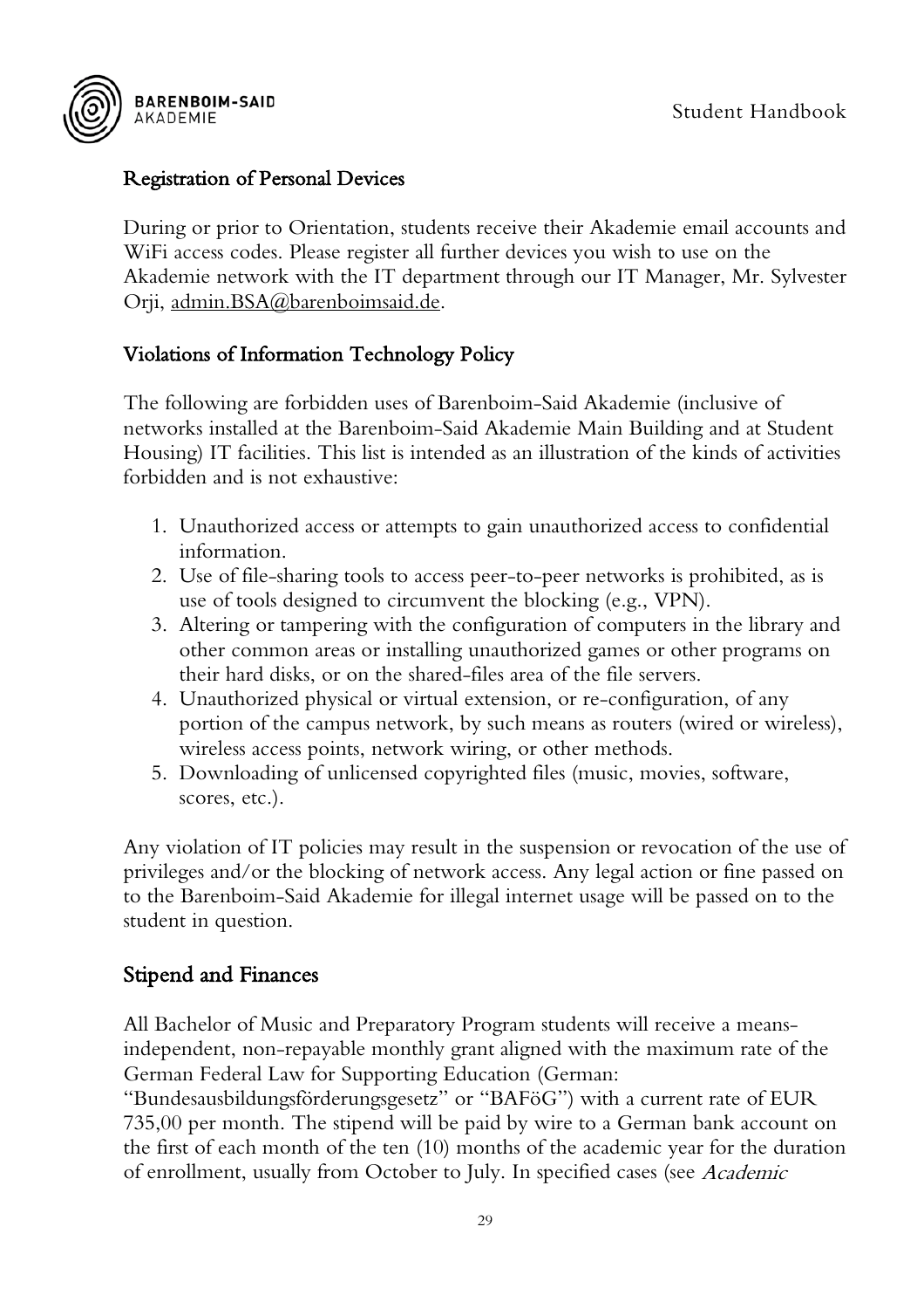## Registration of Personal Devices

During or prior to Orientation, students receive their Akademie email accounts and WiFi access codes. Please register all further devices you wish to use on the Akademie network with the IT department through our IT Manager, Mr. Sylvester Orji, admin.BSA@barenboimsaid.de.

## Violations of Information Technology Policy

The following are forbidden uses of Barenboim-Said Akademie (inclusive of networks installed at the Barenboim-Said Akademie Main Building and at Student Housing) IT facilities. This list is intended as an illustration of the kinds of activities forbidden and is not exhaustive:

1. Unauthorized access or attempts to gain unauthorized access to confidential information.
2. Use of file-sharing tools to access peer-to-peer networks is prohibited, as is use of tools designed to circumvent the blocking (e.g., VPN).
3. Altering or tampering with the configuration of computers in the library and other common areas or installing unauthorized games or other programs on their hard disks, or on the shared-files area of the file servers.
4. Unauthorized physical or virtual extension, or re-configuration, of any portion of the campus network, by such means as routers (wired or wireless), wireless access points, network wiring, or other methods.
5. Downloading of unlicensed copyrighted files (music, movies, software, scores, etc.).

Any violation of IT policies may result in the suspension or revocation of the use of privileges and/or the blocking of network access. Any legal action or fine passed on to the Barenboim-Said Akademie for illegal internet usage will be passed on to the student in question.

## Stipend and Finances

All Bachelor of Music and Preparatory Program students will receive a means-independent, non-repayable monthly grant aligned with the maximum rate of the German Federal Law for Supporting Education (German: "Bundesausbildungsförderungsgesetz" or "BAFöG") with a current rate of EUR 735,00 per month. The stipend will be paid by wire to a German bank account on the first of each month of the ten (10) months of the academic year for the duration of enrollment, usually from October to July. In specified cases (see *Academic*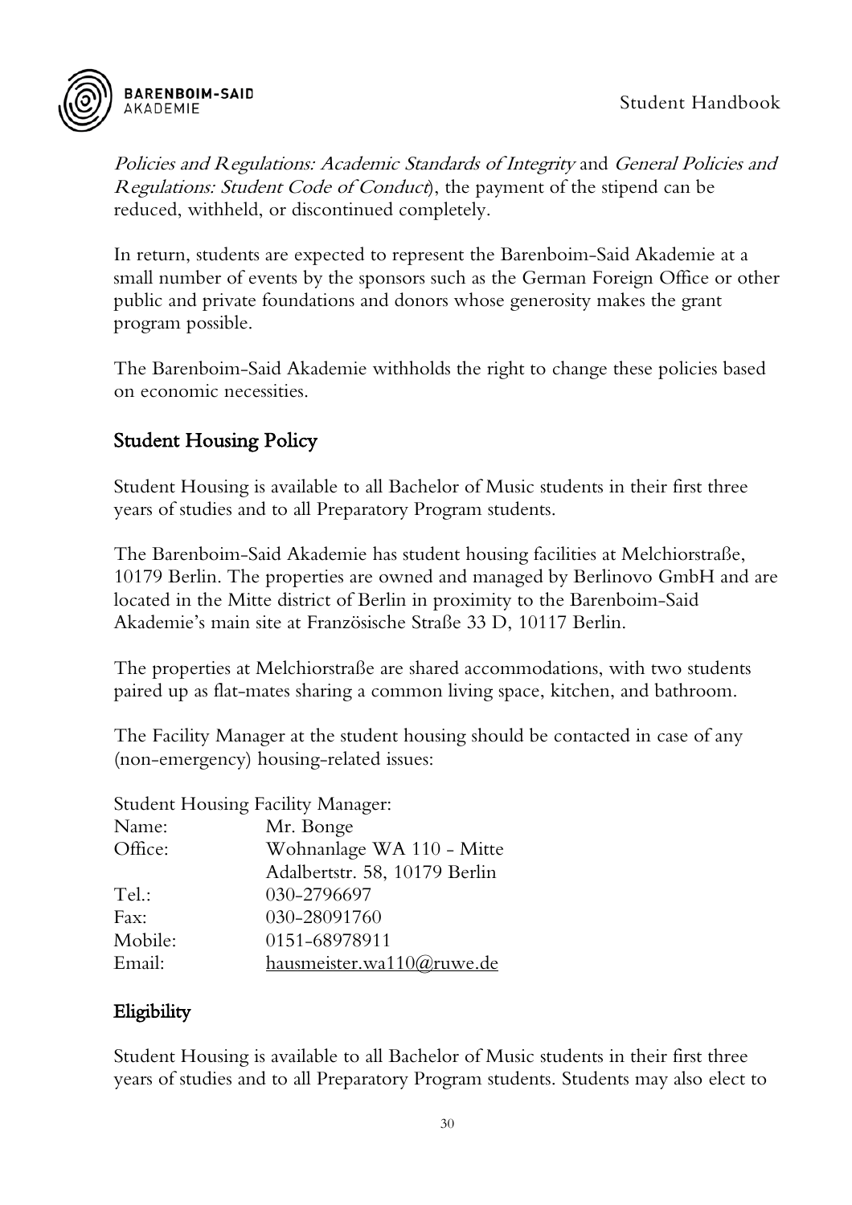*Policies and Regulations: Academic Standards of Integrity* and *General Policies and Regulations: Student Code of Conduct*), the payment of the stipend can be reduced, withheld, or discontinued completely.

In return, students are expected to represent the Barenboim-Said Akademie at a small number of events by the sponsors such as the German Foreign Office or other public and private foundations and donors whose generosity makes the grant program possible.

The Barenboim-Said Akademie withholds the right to change these policies based on economic necessities.

## Student Housing Policy

Student Housing is available to all Bachelor of Music students in their first three years of studies and to all Preparatory Program students.

The Barenboim-Said Akademie has student housing facilities at Melchiorstraße, 10179 Berlin. The properties are owned and managed by Berlinovo GmbH and are located in the Mitte district of Berlin in proximity to the Barenboim-Said Akademie's main site at Französische Straße 33 D, 10117 Berlin.

The properties at Melchiorstraße are shared accommodations, with two students paired up as flat-mates sharing a common living space, kitchen, and bathroom.

The Facility Manager at the student housing should be contacted in case of any (non-emergency) housing-related issues:

Student Housing Facility Manager:

| | |
|---|---|
| Name: | Mr. Bonge |
| Office: | Wohnanlage WA 110 - Mitte<br>Adalbertstr. 58, 10179 Berlin |
| Tel.: | 030-2796697 |
| Fax: | 030-28091760 |
| Mobile: | 0151-68978911 |
| Email: | hausmeister.wa110@ruwe.de |

## Eligibility

Student Housing is available to all Bachelor of Music students in their first three years of studies and to all Preparatory Program students. Students may also elect to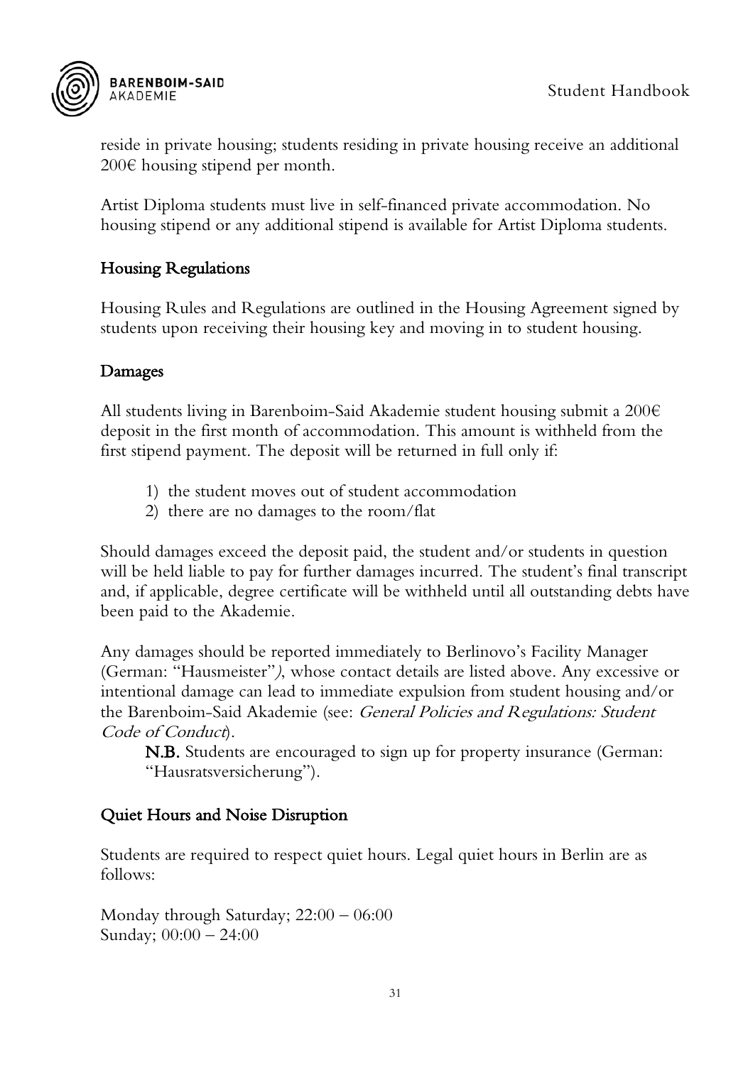reside in private housing; students residing in private housing receive an additional 200€ housing stipend per month.

Artist Diploma students must live in self-financed private accommodation. No housing stipend or any additional stipend is available for Artist Diploma students.

## Housing Regulations

Housing Rules and Regulations are outlined in the Housing Agreement signed by students upon receiving their housing key and moving in to student housing.

## Damages

All students living in Barenboim-Said Akademie student housing submit a 200€ deposit in the first month of accommodation. This amount is withheld from the first stipend payment. The deposit will be returned in full only if:

1) the student moves out of student accommodation
2) there are no damages to the room/flat

Should damages exceed the deposit paid, the student and/or students in question will be held liable to pay for further damages incurred. The student's final transcript and, if applicable, degree certificate will be withheld until all outstanding debts have been paid to the Akademie.

Any damages should be reported immediately to Berlinovo's Facility Manager (German: "Hausmeister"), whose contact details are listed above. Any excessive or intentional damage can lead to immediate expulsion from student housing and/or the Barenboim-Said Akademie (see: *General Policies and Regulations: Student Code of Conduct*).

> **N.B.** Students are encouraged to sign up for property insurance (German: "Hausratsversicherung").

## Quiet Hours and Noise Disruption

Students are required to respect quiet hours. Legal quiet hours in Berlin are as follows:

Monday through Saturday; 22:00 – 06:00
Sunday; 00:00 – 24:00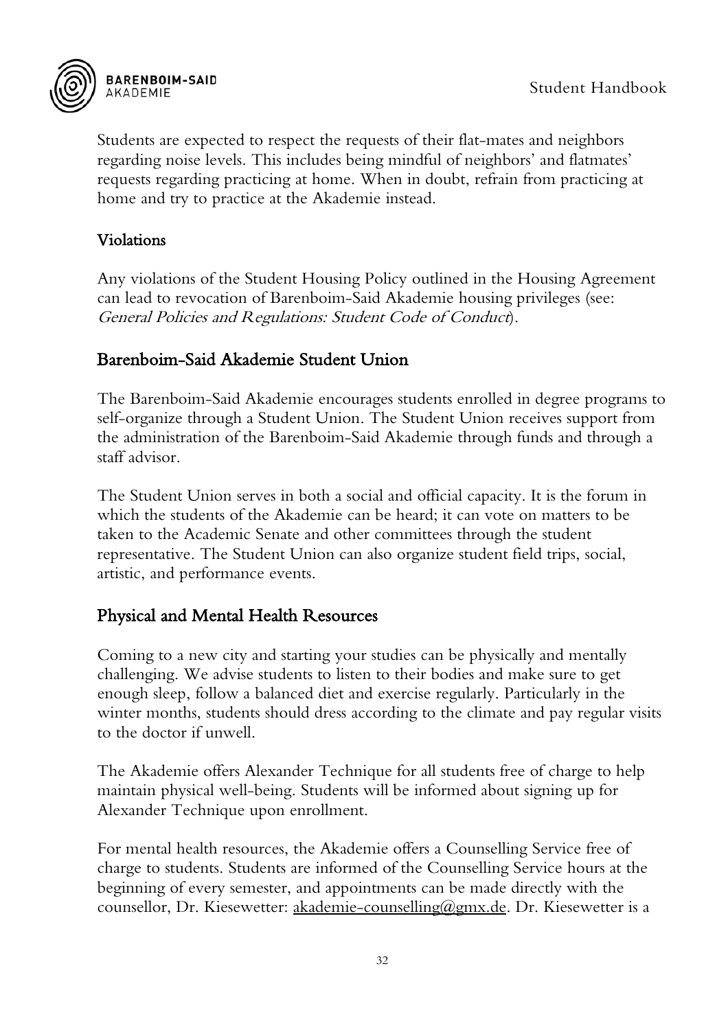Students are expected to respect the requests of their flat-mates and neighbors regarding noise levels. This includes being mindful of neighbors' and flatmates' requests regarding practicing at home. When in doubt, refrain from practicing at home and try to practice at the Akademie instead.

### Violations

Any violations of the Student Housing Policy outlined in the Housing Agreement can lead to revocation of Barenboim-Said Akademie housing privileges (see: *General Policies and Regulations: Student Code of Conduct*).

## Barenboim-Said Akademie Student Union

The Barenboim-Said Akademie encourages students enrolled in degree programs to self-organize through a Student Union. The Student Union receives support from the administration of the Barenboim-Said Akademie through funds and through a staff advisor.

The Student Union serves in both a social and official capacity. It is the forum in which the students of the Akademie can be heard; it can vote on matters to be taken to the Academic Senate and other committees through the student representative. The Student Union can also organize student field trips, social, artistic, and performance events.

## Physical and Mental Health Resources

Coming to a new city and starting your studies can be physically and mentally challenging. We advise students to listen to their bodies and make sure to get enough sleep, follow a balanced diet and exercise regularly. Particularly in the winter months, students should dress according to the climate and pay regular visits to the doctor if unwell.

The Akademie offers Alexander Technique for all students free of charge to help maintain physical well-being. Students will be informed about signing up for Alexander Technique upon enrollment.

For mental health resources, the Akademie offers a Counselling Service free of charge to students. Students are informed of the Counselling Service hours at the beginning of every semester, and appointments can be made directly with the counsellor, Dr. Kiesewetter: akademie-counselling@gmx.de. Dr. Kiesewetter is a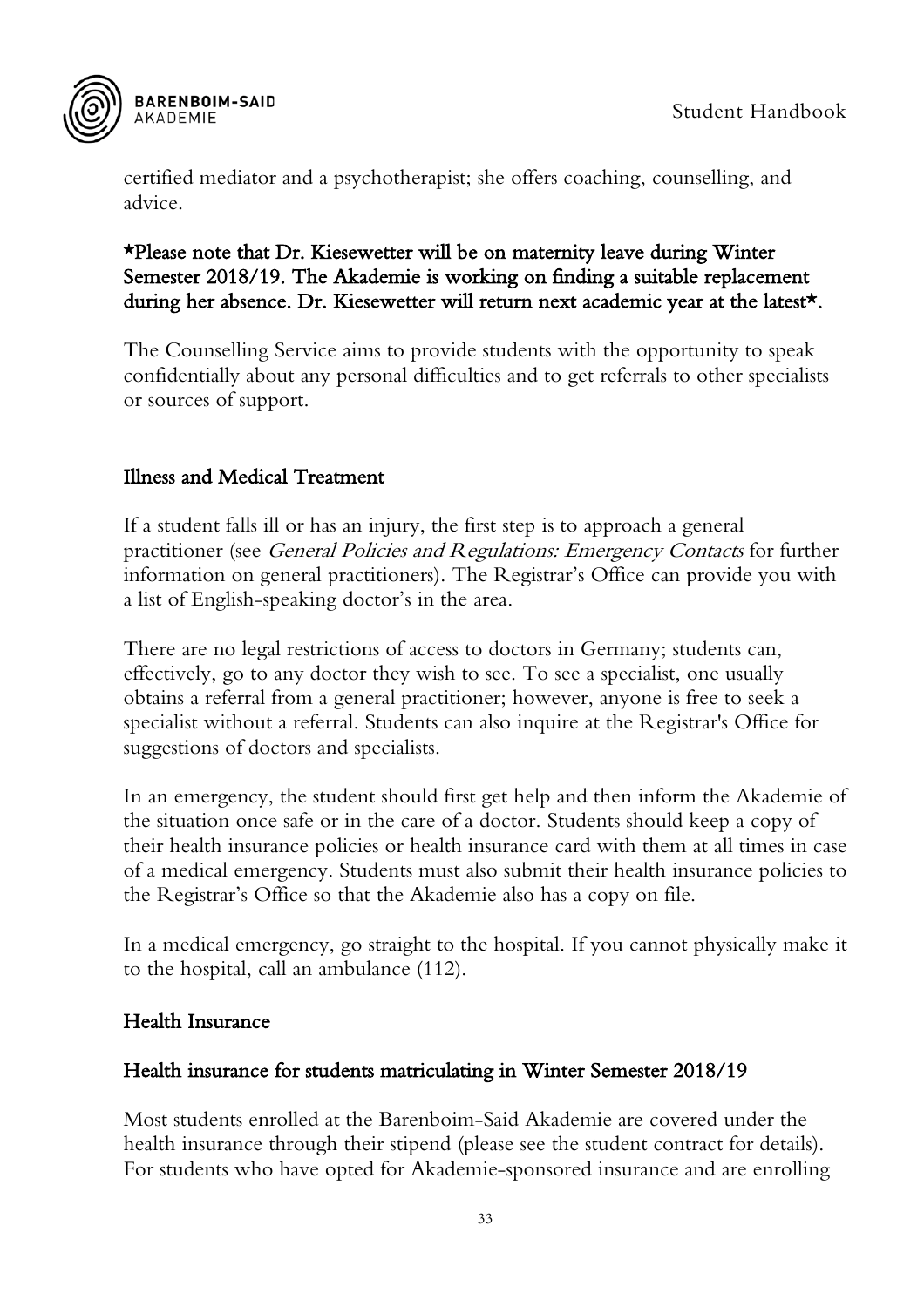certified mediator and a psychotherapist; she offers coaching, counselling, and advice.

***Please note that Dr. Kiesewetter will be on maternity leave during Winter Semester 2018/19. The Akademie is working on finding a suitable replacement during her absence. Dr. Kiesewetter will return next academic year at the latest*.**

The Counselling Service aims to provide students with the opportunity to speak confidentially about any personal difficulties and to get referrals to other specialists or sources of support.

## Illness and Medical Treatment

If a student falls ill or has an injury, the first step is to approach a general practitioner (see *General Policies and Regulations: Emergency Contacts* for further information on general practitioners). The Registrar's Office can provide you with a list of English-speaking doctor's in the area.

There are no legal restrictions of access to doctors in Germany; students can, effectively, go to any doctor they wish to see. To see a specialist, one usually obtains a referral from a general practitioner; however, anyone is free to seek a specialist without a referral. Students can also inquire at the Registrar's Office for suggestions of doctors and specialists.

In an emergency, the student should first get help and then inform the Akademie of the situation once safe or in the care of a doctor. Students should keep a copy of their health insurance policies or health insurance card with them at all times in case of a medical emergency. Students must also submit their health insurance policies to the Registrar's Office so that the Akademie also has a copy on file.

In a medical emergency, go straight to the hospital. If you cannot physically make it to the hospital, call an ambulance (112).

## Health Insurance

### Health insurance for students matriculating in Winter Semester 2018/19

Most students enrolled at the Barenboim-Said Akademie are covered under the health insurance through their stipend (please see the student contract for details). For students who have opted for Akademie-sponsored insurance and are enrolling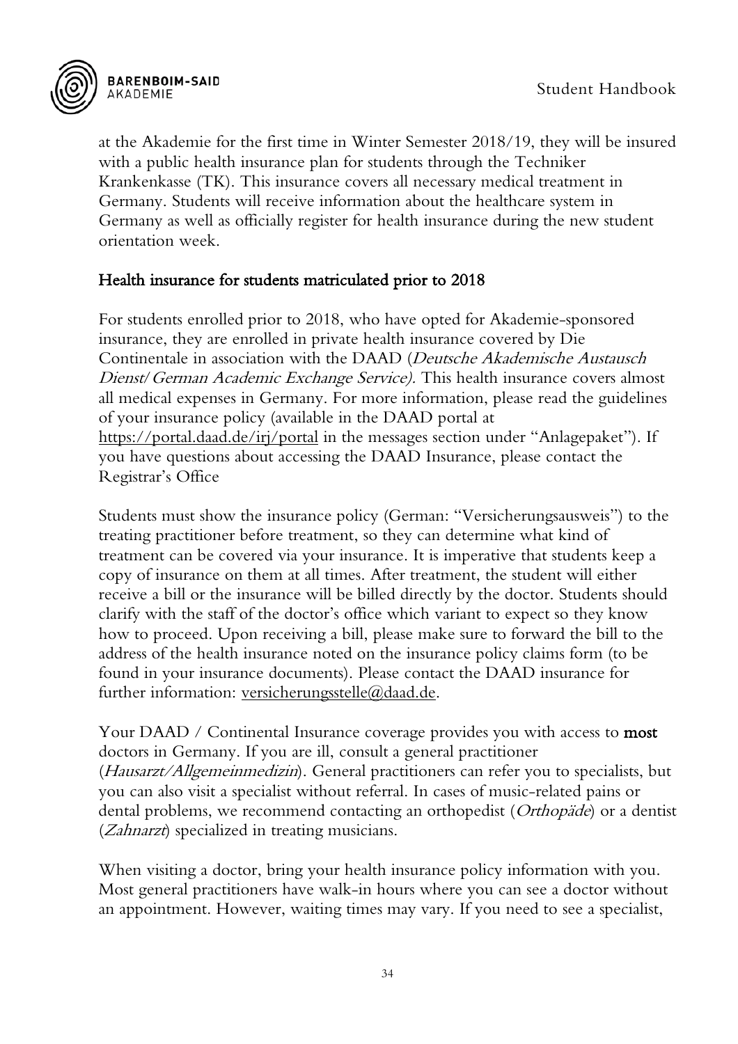at the Akademie for the first time in Winter Semester 2018/19, they will be insured with a public health insurance plan for students through the Techniker Krankenkasse (TK). This insurance covers all necessary medical treatment in Germany. Students will receive information about the healthcare system in Germany as well as officially register for health insurance during the new student orientation week.

## Health insurance for students matriculated prior to 2018

For students enrolled prior to 2018, who have opted for Akademie-sponsored insurance, they are enrolled in private health insurance covered by Die Continentale in association with the DAAD (*Deutsche Akademische Austausch Dienst/German Academic Exchange Service).* This health insurance covers almost all medical expenses in Germany. For more information, please read the guidelines of your insurance policy (available in the DAAD portal at https://portal.daad.de/irj/portal in the messages section under "Anlagepaket"). If you have questions about accessing the DAAD Insurance, please contact the Registrar's Office

Students must show the insurance policy (German: "Versicherungsausweis") to the treating practitioner before treatment, so they can determine what kind of treatment can be covered via your insurance. It is imperative that students keep a copy of insurance on them at all times. After treatment, the student will either receive a bill or the insurance will be billed directly by the doctor. Students should clarify with the staff of the doctor's office which variant to expect so they know how to proceed. Upon receiving a bill, please make sure to forward the bill to the address of the health insurance noted on the insurance policy claims form (to be found in your insurance documents). Please contact the DAAD insurance for further information: versicherungsstelle@daad.de.

Your DAAD / Continental Insurance coverage provides you with access to **most** doctors in Germany. If you are ill, consult a general practitioner (*Hausarzt/Allgemeinmedizin*). General practitioners can refer you to specialists, but you can also visit a specialist without referral. In cases of music-related pains or dental problems, we recommend contacting an orthopedist (*Orthopäde*) or a dentist (*Zahnarzt*) specialized in treating musicians.

When visiting a doctor, bring your health insurance policy information with you. Most general practitioners have walk-in hours where you can see a doctor without an appointment. However, waiting times may vary. If you need to see a specialist,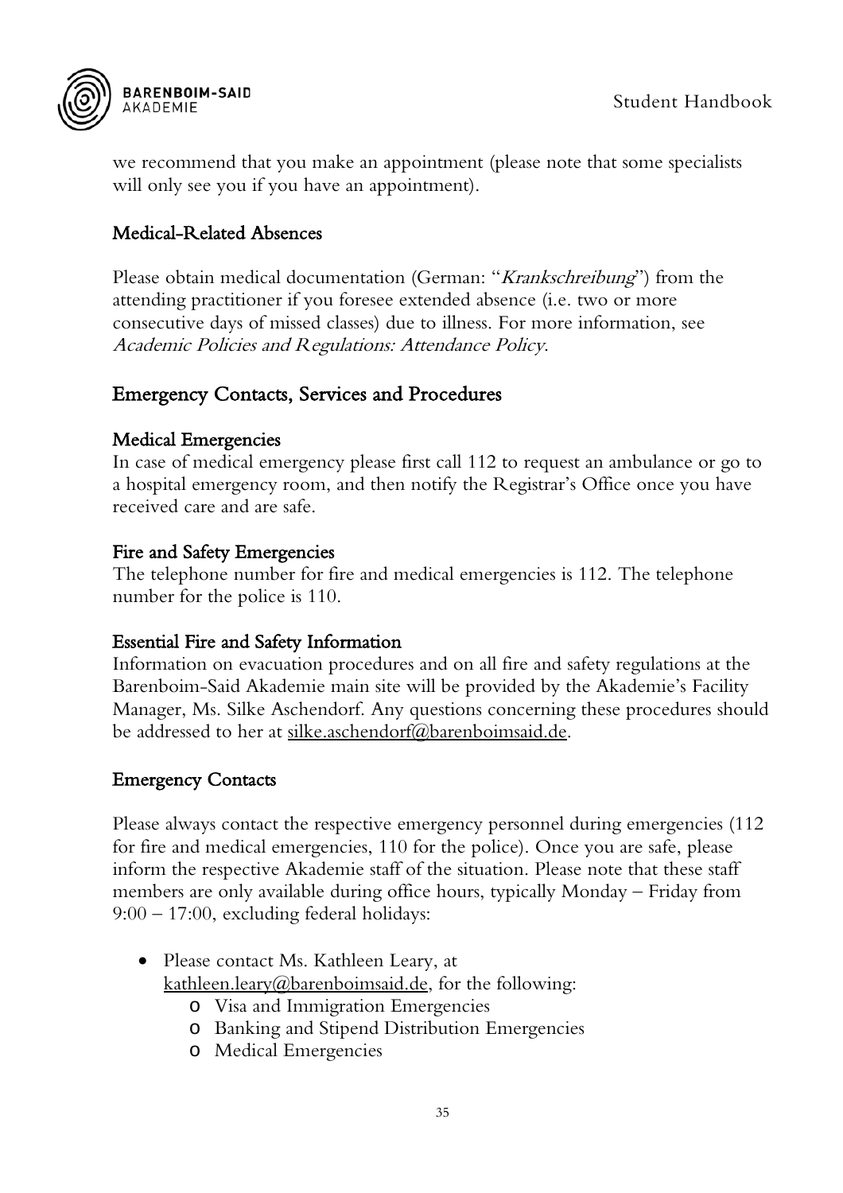we recommend that you make an appointment (please note that some specialists will only see you if you have an appointment).

### Medical-Related Absences

Please obtain medical documentation (German: "*Krankschreibung*") from the attending practitioner if you foresee extended absence (i.e. two or more consecutive days of missed classes) due to illness. For more information, see *Academic Policies and Regulations: Attendance Policy*.

## Emergency Contacts, Services and Procedures

### Medical Emergencies

In case of medical emergency please first call 112 to request an ambulance or go to a hospital emergency room, and then notify the Registrar's Office once you have received care and are safe.

### Fire and Safety Emergencies

The telephone number for fire and medical emergencies is 112. The telephone number for the police is 110.

### Essential Fire and Safety Information

Information on evacuation procedures and on all fire and safety regulations at the Barenboim-Said Akademie main site will be provided by the Akademie's Facility Manager, Ms. Silke Aschendorf. Any questions concerning these procedures should be addressed to her at silke.aschendorf@barenboimsaid.de.

### Emergency Contacts

Please always contact the respective emergency personnel during emergencies (112 for fire and medical emergencies, 110 for the police). Once you are safe, please inform the respective Akademie staff of the situation. Please note that these staff members are only available during office hours, typically Monday – Friday from 9:00 – 17:00, excluding federal holidays:

- Please contact Ms. Kathleen Leary, at kathleen.leary@barenboimsaid.de, for the following:
    - Visa and Immigration Emergencies
    - Banking and Stipend Distribution Emergencies
    - Medical Emergencies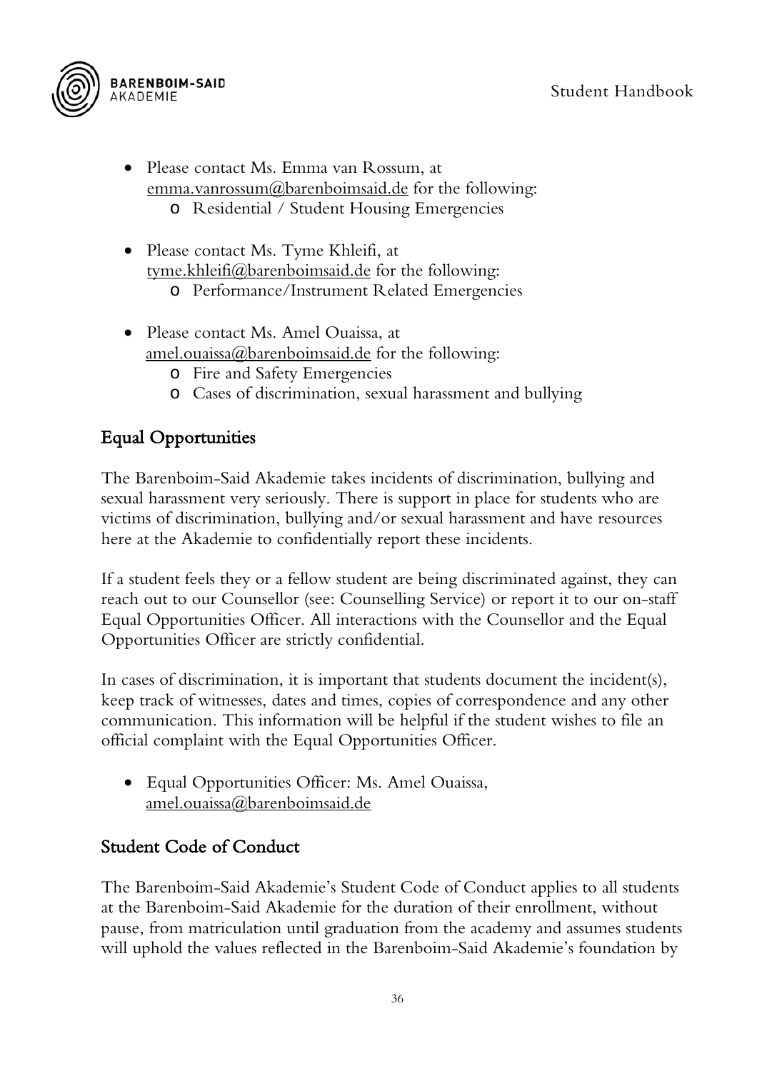- Please contact Ms. Emma van Rossum, at emma.vanrossum@barenboimsaid.de for the following:
  - Residential / Student Housing Emergencies

- Please contact Ms. Tyme Khleifi, at tyme.khleifi@barenboimsaid.de for the following:
  - Performance/Instrument Related Emergencies

- Please contact Ms. Amel Ouaissa, at amel.ouaissa@barenboimsaid.de for the following:
  - Fire and Safety Emergencies
  - Cases of discrimination, sexual harassment and bullying

## Equal Opportunities

The Barenboim-Said Akademie takes incidents of discrimination, bullying and sexual harassment very seriously. There is support in place for students who are victims of discrimination, bullying and/or sexual harassment and have resources here at the Akademie to confidentially report these incidents.

If a student feels they or a fellow student are being discriminated against, they can reach out to our Counsellor (see: Counselling Service) or report it to our on-staff Equal Opportunities Officer. All interactions with the Counsellor and the Equal Opportunities Officer are strictly confidential.

In cases of discrimination, it is important that students document the incident(s), keep track of witnesses, dates and times, copies of correspondence and any other communication. This information will be helpful if the student wishes to file an official complaint with the Equal Opportunities Officer.

- Equal Opportunities Officer: Ms. Amel Ouaissa, amel.ouaissa@barenboimsaid.de

## Student Code of Conduct

The Barenboim-Said Akademie's Student Code of Conduct applies to all students at the Barenboim-Said Akademie for the duration of their enrollment, without pause, from matriculation until graduation from the academy and assumes students will uphold the values reflected in the Barenboim-Said Akademie's foundation by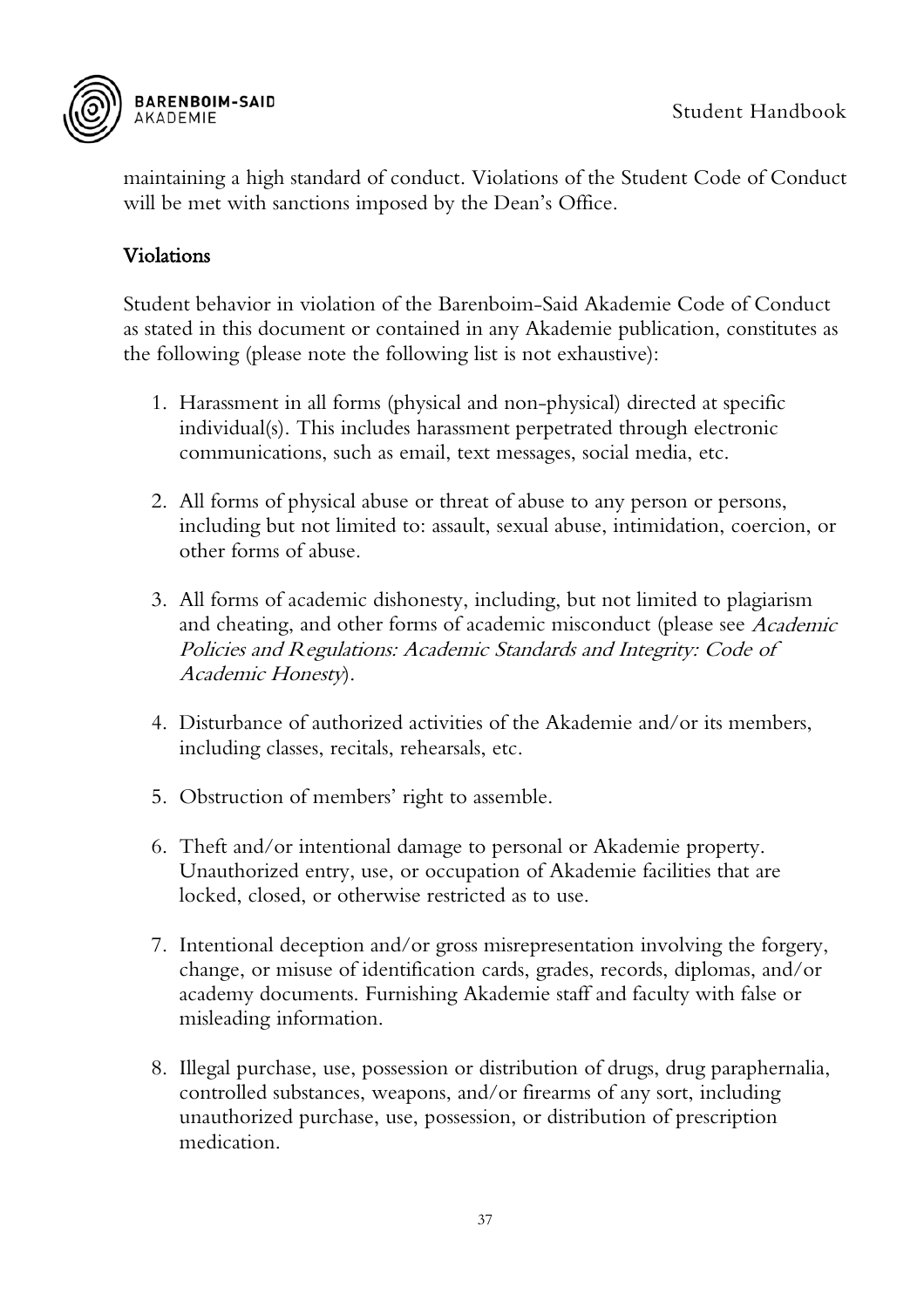maintaining a high standard of conduct. Violations of the Student Code of Conduct will be met with sanctions imposed by the Dean's Office.

## Violations

Student behavior in violation of the Barenboim-Said Akademie Code of Conduct as stated in this document or contained in any Akademie publication, constitutes as the following (please note the following list is not exhaustive):

1. Harassment in all forms (physical and non-physical) directed at specific individual(s). This includes harassment perpetrated through electronic communications, such as email, text messages, social media, etc.

2. All forms of physical abuse or threat of abuse to any person or persons, including but not limited to: assault, sexual abuse, intimidation, coercion, or other forms of abuse.

3. All forms of academic dishonesty, including, but not limited to plagiarism and cheating, and other forms of academic misconduct (please see *Academic Policies and Regulations: Academic Standards and Integrity: Code of Academic Honesty*).

4. Disturbance of authorized activities of the Akademie and/or its members, including classes, recitals, rehearsals, etc.

5. Obstruction of members' right to assemble.

6. Theft and/or intentional damage to personal or Akademie property. Unauthorized entry, use, or occupation of Akademie facilities that are locked, closed, or otherwise restricted as to use.

7. Intentional deception and/or gross misrepresentation involving the forgery, change, or misuse of identification cards, grades, records, diplomas, and/or academy documents. Furnishing Akademie staff and faculty with false or misleading information.

8. Illegal purchase, use, possession or distribution of drugs, drug paraphernalia, controlled substances, weapons, and/or firearms of any sort, including unauthorized purchase, use, possession, or distribution of prescription medication.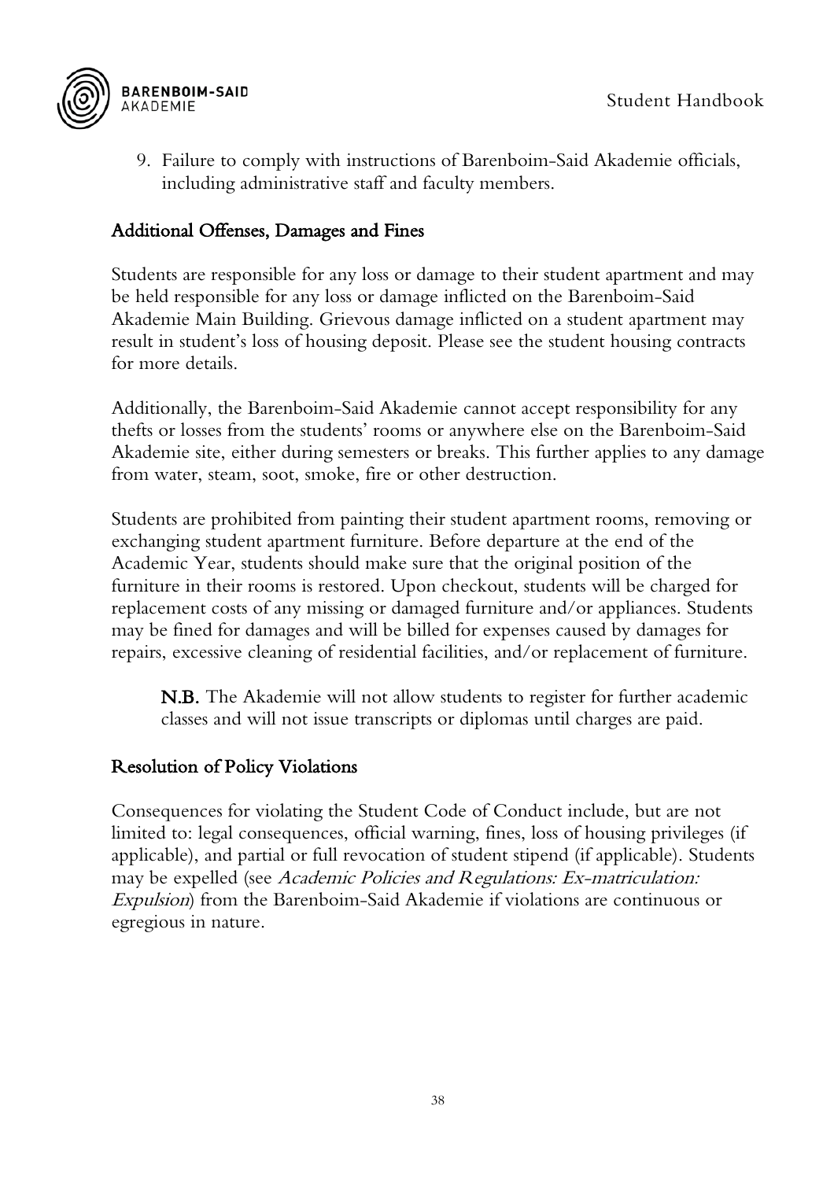9. Failure to comply with instructions of Barenboim-Said Akademie officials, including administrative staff and faculty members.

## Additional Offenses, Damages and Fines

Students are responsible for any loss or damage to their student apartment and may be held responsible for any loss or damage inflicted on the Barenboim-Said Akademie Main Building. Grievous damage inflicted on a student apartment may result in student's loss of housing deposit. Please see the student housing contracts for more details.

Additionally, the Barenboim-Said Akademie cannot accept responsibility for any thefts or losses from the students' rooms or anywhere else on the Barenboim-Said Akademie site, either during semesters or breaks. This further applies to any damage from water, steam, soot, smoke, fire or other destruction.

Students are prohibited from painting their student apartment rooms, removing or exchanging student apartment furniture. Before departure at the end of the Academic Year, students should make sure that the original position of the furniture in their rooms is restored. Upon checkout, students will be charged for replacement costs of any missing or damaged furniture and/or appliances. Students may be fined for damages and will be billed for expenses caused by damages for repairs, excessive cleaning of residential facilities, and/or replacement of furniture.

> **N.B.** The Akademie will not allow students to register for further academic classes and will not issue transcripts or diplomas until charges are paid.

## Resolution of Policy Violations

Consequences for violating the Student Code of Conduct include, but are not limited to: legal consequences, official warning, fines, loss of housing privileges (if applicable), and partial or full revocation of student stipend (if applicable). Students may be expelled (see *Academic Policies and Regulations: Ex-matriculation: Expulsion*) from the Barenboim-Said Akademie if violations are continuous or egregious in nature.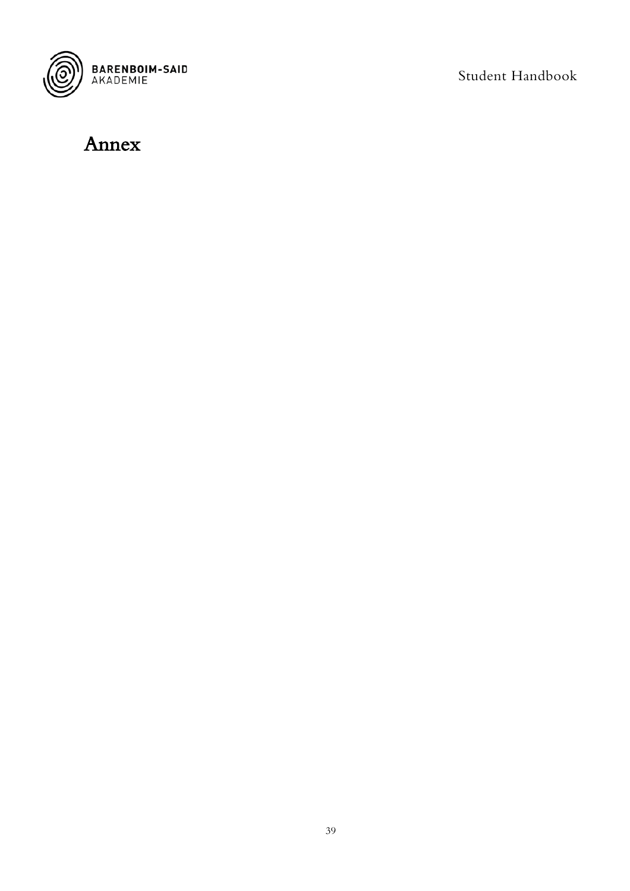# Annex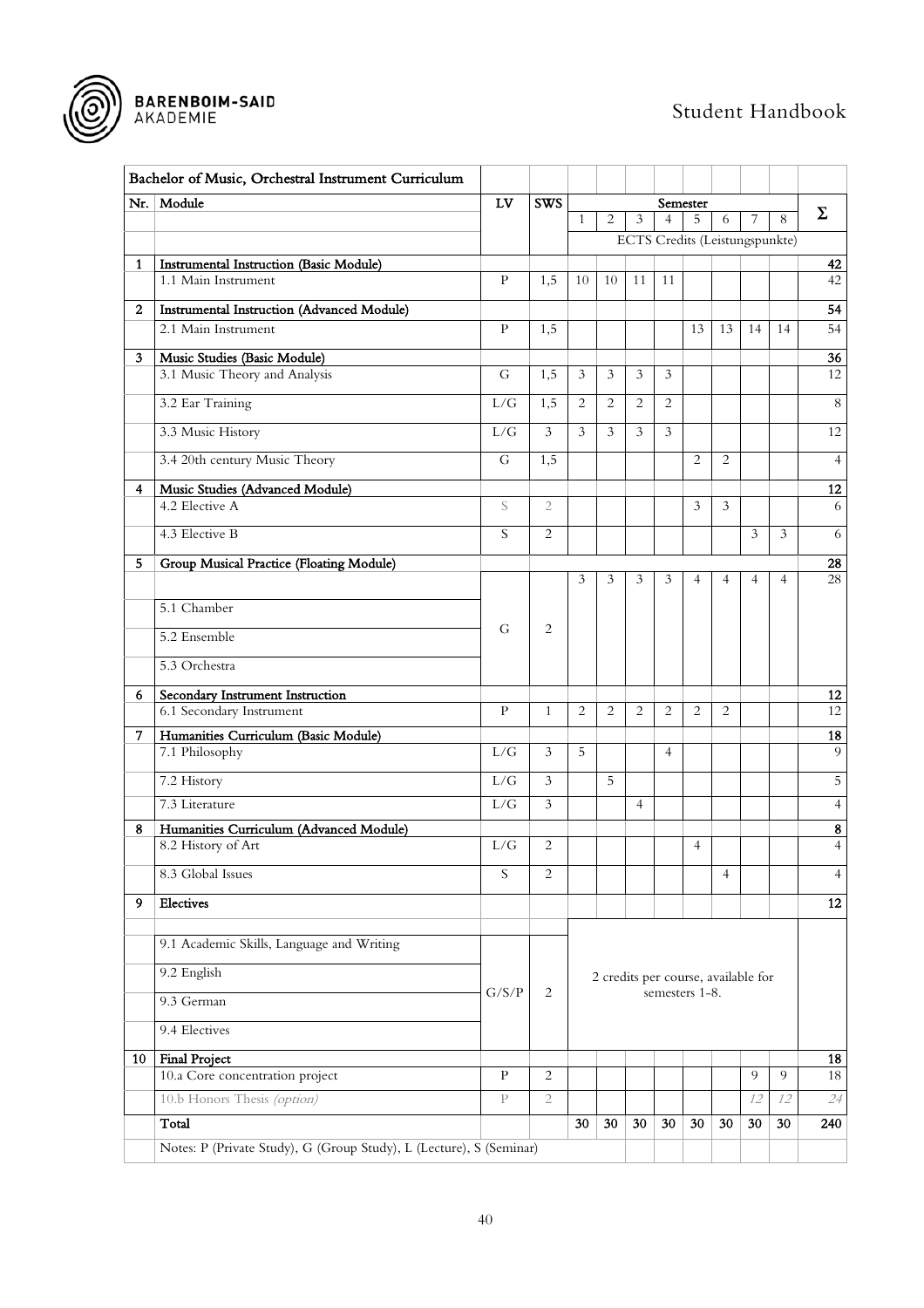| Nr. | Module | LV | SWS | 1 | 2 | 3 | 4 | 5 | 6 | 7 | 8 | Σ |
|---|---|---|---|---|---|---|---|---|---|---|---|---|
| | **Bachelor of Music, Orchestral Instrument Curriculum** | | | | | | | | | | | |
| | | | | Semester | | | | | | | | |
| | | | | ECTS Credits (Leistungspunkte) | | | | | | | | |
| **1** | **Instrumental Instruction (Basic Module)** | | | | | | | | | | | **42** |
| | 1.1 Main Instrument | P | 1,5 | 10 | 10 | 11 | 11 | | | | | 42 |
| **2** | **Instrumental Instruction (Advanced Module)** | | | | | | | | | | | **54** |
| | 2.1 Main Instrument | P | 1,5 | | | | | 13 | 13 | 14 | 14 | 54 |
| **3** | **Music Studies (Basic Module)** | | | | | | | | | | | **36** |
| | 3.1 Music Theory and Analysis | G | 1,5 | 3 | 3 | 3 | 3 | | | | | 12 |
| | 3.2 Ear Training | L/G | 1,5 | 2 | 2 | 2 | 2 | | | | | 8 |
| | 3.3 Music History | L/G | 3 | 3 | 3 | 3 | 3 | | | | | 12 |
| | 3.4 20th century Music Theory | G | 1,5 | | | | | 2 | 2 | | | 4 |
| **4** | **Music Studies (Advanced Module)** | | | | | | | | | | | **12** |
| | 4.2 Elective A | S | 2 | | | | | 3 | 3 | | | 6 |
| | 4.3 Elective B | S | 2 | | | | | | | 3 | 3 | 6 |
| **5** | **Group Musical Practice (Floating Module)** | | | | | | | | | | | **28** |
| | | G | 2 | 3 | 3 | 3 | 3 | 4 | 4 | 4 | 4 | 28 |
| | 5.1 Chamber | | | | | | | | | | | |
| | 5.2 Ensemble | | | | | | | | | | | |
| | 5.3 Orchestra | | | | | | | | | | | |
| **6** | **Secondary Instrument Instruction** | | | | | | | | | | | **12** |
| | 6.1 Secondary Instrument | P | 1 | 2 | 2 | 2 | 2 | 2 | 2 | | | 12 |
| **7** | **Humanities Curriculum (Basic Module)** | | | | | | | | | | | **18** |
| | 7.1 Philosophy | L/G | 3 | 5 | | | 4 | | | | | 9 |
| | 7.2 History | L/G | 3 | | 5 | | | | | | | 5 |
| | 7.3 Literature | L/G | 3 | | | 4 | | | | | | 4 |
| **8** | **Humanities Curriculum (Advanced Module)** | | | | | | | | | | | **8** |
| | 8.2 History of Art | L/G | 2 | | | | | 4 | | | | 4 |
| | 8.3 Global Issues | S | 2 | | | | | | 4 | | | 4 |
| **9** | **Electives** | | | | | | | | | | | **12** |
| | 9.1 Academic Skills, Language and Writing | G/S/P | 2 | 2 credits per course, available for semesters 1-8. | | | | | | | | |
| | 9.2 English | | | | | | | | | | | |
| | 9.3 German | | | | | | | | | | | |
| | 9.4 Electives | | | | | | | | | | | |
| **10** | **Final Project** | | | | | | | | | | | **18** |
| | 10.a Core concentration project | P | 2 | | | | | | | 9 | 9 | 18 |
| | 10.b Honors Thesis *(option)* | P | 2 | | | | | | | *12* | *12* | *24* |
| | **Total** | | | **30** | **30** | **30** | **30** | **30** | **30** | **30** | **30** | **240** |
| | Notes: P (Private Study), G (Group Study), L (Lecture), S (Seminar) | | | | | | | | | | | |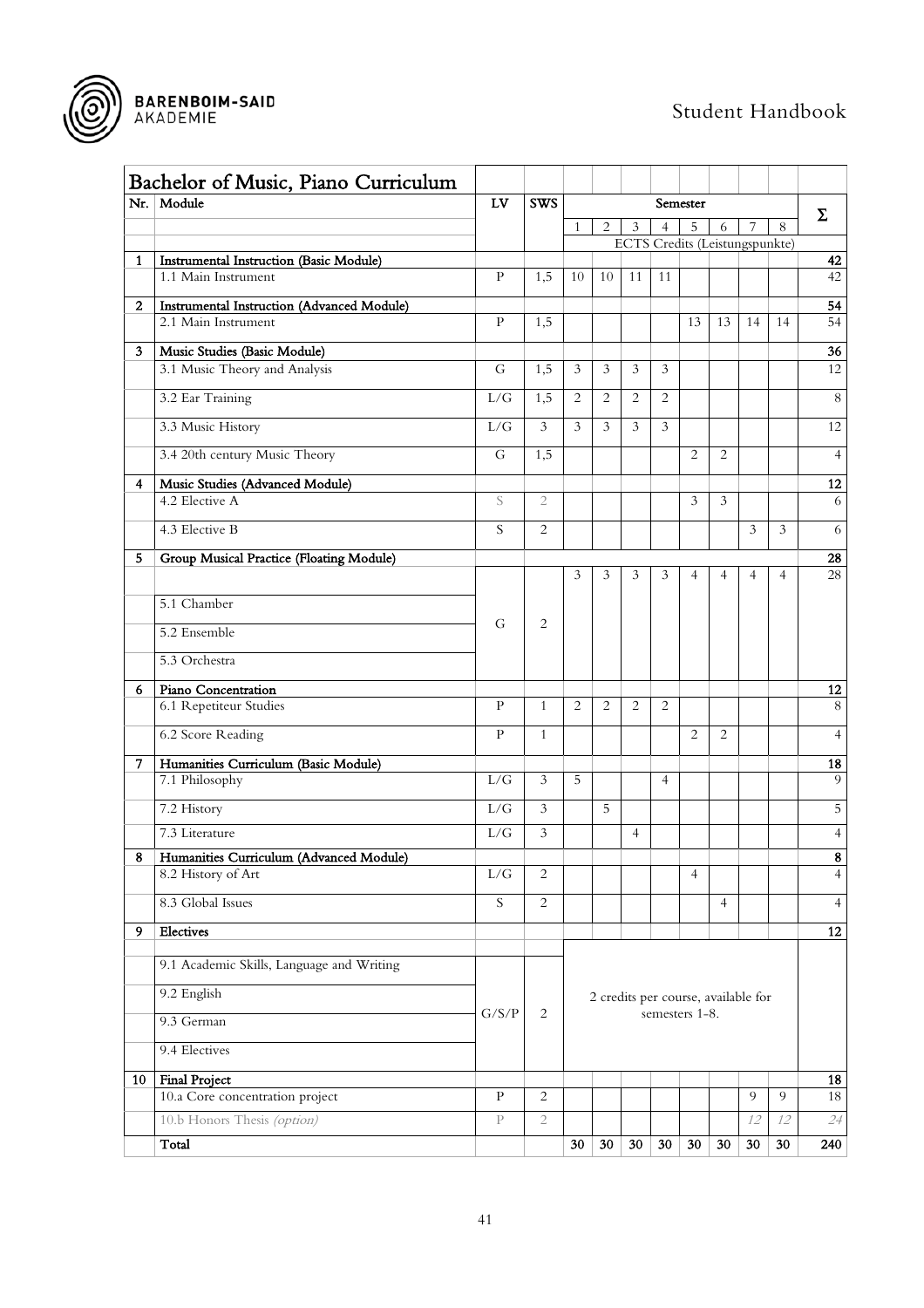| Bachelor of Music, Piano Curriculum | | | | | | | | | | | | |
|---|---|---|---|---|---|---|---|---|---|---|---|---|
| Nr. | Module | LV | SWS | Semester | | | | | | | | Σ |
| | | | | 1 | 2 | 3 | 4 | 5 | 6 | 7 | 8 | |
| | | | | ECTS Credits (Leistungspunkte) | | | | | | | | |
| 1 | Instrumental Instruction (Basic Module) | | | | | | | | | | | 42 |
| | 1.1 Main Instrument | P | 1,5 | 10 | 10 | 11 | 11 | | | | | 42 |
| 2 | Instrumental Instruction (Advanced Module) | | | | | | | | | | | 54 |
| | 2.1 Main Instrument | P | 1,5 | | | | | 13 | 13 | 14 | 14 | 54 |
| 3 | Music Studies (Basic Module) | | | | | | | | | | | 36 |
| | 3.1 Music Theory and Analysis | G | 1,5 | 3 | 3 | 3 | 3 | | | | | 12 |
| | 3.2 Ear Training | L/G | 1,5 | 2 | 2 | 2 | 2 | | | | | 8 |
| | 3.3 Music History | L/G | 3 | 3 | 3 | 3 | 3 | | | | | 12 |
| | 3.4 20th century Music Theory | G | 1,5 | | | | | 2 | 2 | | | 4 |
| 4 | Music Studies (Advanced Module) | | | | | | | | | | | 12 |
| | 4.2 Elective A | S | 2 | | | | | 3 | 3 | | | 6 |
| | 4.3 Elective B | S | 2 | | | | | | | 3 | 3 | 6 |
| 5 | Group Musical Practice (Floating Module) | | | | | | | | | | | 28 |
| | | G | 2 | 3 | 3 | 3 | 3 | 4 | 4 | 4 | 4 | 28 |
| | 5.1 Chamber | | | | | | | | | | | |
| | 5.2 Ensemble | | | | | | | | | | | |
| | 5.3 Orchestra | | | | | | | | | | | |
| 6 | Piano Concentration | | | | | | | | | | | 12 |
| | 6.1 Repetiteur Studies | P | 1 | 2 | 2 | 2 | 2 | | | | | 8 |
| | 6.2 Score Reading | P | 1 | | | | | 2 | 2 | | | 4 |
| 7 | Humanities Curriculum (Basic Module) | | | | | | | | | | | 18 |
| | 7.1 Philosophy | L/G | 3 | 5 | | | 4 | | | | | 9 |
| | 7.2 History | L/G | 3 | | 5 | | | | | | | 5 |
| | 7.3 Literature | L/G | 3 | | | 4 | | | | | | 4 |
| 8 | Humanities Curriculum (Advanced Module) | | | | | | | | | | | 8 |
| | 8.2 History of Art | L/G | 2 | | | | | 4 | | | | 4 |
| | 8.3 Global Issues | S | 2 | | | | | | 4 | | | 4 |
| 9 | Electives | | | | | | | | | | | 12 |
| | 9.1 Academic Skills, Language and Writing | G/S/P | 2 | 2 credits per course, available for semesters 1-8. | | | | | | | | |
| | 9.2 English | | | | | | | | | | | |
| | 9.3 German | | | | | | | | | | | |
| | 9.4 Electives | | | | | | | | | | | |
| 10 | Final Project | | | | | | | | | | | 18 |
| | 10.a Core concentration project | P | 2 | | | | | | | 9 | 9 | 18 |
| | 10.b Honors Thesis *(option)* | P | 2 | | | | | | | *12* | *12* | *24* |
| | Total | | | 30 | 30 | 30 | 30 | 30 | 30 | 30 | 30 | 240 |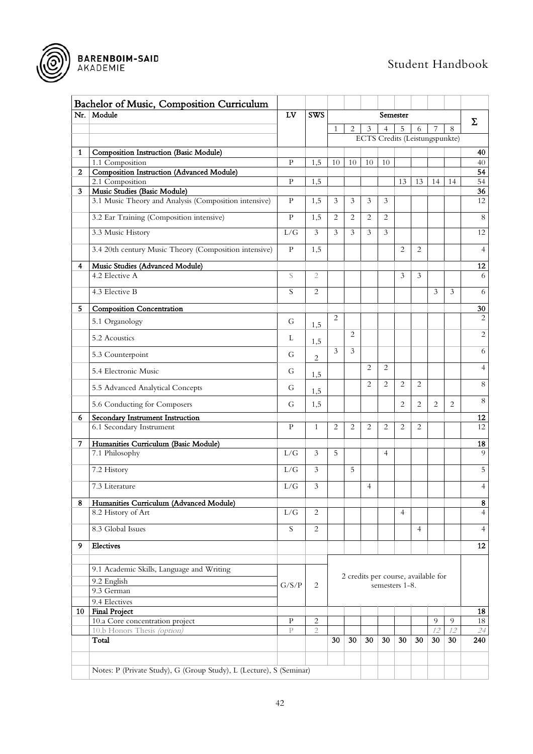| Nr. | Module | LV | SWS | 1 | 2 | 3 | 4 | 5 | 6 | 7 | 8 | Σ |
|---|---|---|---|---|---|---|---|---|---|---|---|---|
| | **Bachelor of Music, Composition Curriculum** | | | | | | | | | | | |
| | | | | Semester | | | | | | | | |
| | | | | ECTS Credits (Leistungspunkte) | | | | | | | | |
| **1** | **Composition Instruction (Basic Module)** | | | | | | | | | | | **40** |
| | 1.1 Composition | P | 1,5 | 10 | 10 | 10 | 10 | | | | | 40 |
| **2** | **Composition Instruction (Advanced Module)** | | | | | | | | | | | **54** |
| | 2.1 Composition | P | 1,5 | | | | | 13 | 13 | 14 | 14 | 54 |
| **3** | **Music Studies (Basic Module)** | | | | | | | | | | | **36** |
| | 3.1 Music Theory and Analysis (Composition intensive) | P | 1,5 | 3 | 3 | 3 | 3 | | | | | 12 |
| | 3.2 Ear Training (Composition intensive) | P | 1,5 | 2 | 2 | 2 | 2 | | | | | 8 |
| | 3.3 Music History | L/G | 3 | 3 | 3 | 3 | 3 | | | | | 12 |
| | 3.4 20th century Music Theory (Composition intensive) | P | 1,5 | | | | | 2 | 2 | | | 4 |
| **4** | **Music Studies (Advanced Module)** | | | | | | | | | | | **12** |
| | 4.2 Elective A | S | 2 | | | | | 3 | 3 | | | 6 |
| | 4.3 Elective B | S | 2 | | | | | | | 3 | 3 | 6 |
| **5** | **Composition Concentration** | | | | | | | | | | | **30** |
| | 5.1 Organology | G | 1,5 | 2 | | | | | | | | 2 |
| | 5.2 Acoustics | L | 1,5 | | 2 | | | | | | | 2 |
| | 5.3 Counterpoint | G | 2 | 3 | 3 | | | | | | | 6 |
| | 5.4 Electronic Music | G | 1,5 | | | 2 | 2 | | | | | 4 |
| | 5.5 Advanced Analytical Concepts | G | 1,5 | | | 2 | 2 | 2 | 2 | | | 8 |
| | 5.6 Conducting for Composers | G | 1,5 | | | | | 2 | 2 | 2 | 2 | 8 |
| **6** | **Secondary Instrument Instruction** | | | | | | | | | | | **12** |
| | 6.1 Secondary Instrument | P | 1 | 2 | 2 | 2 | 2 | 2 | 2 | | | 12 |
| **7** | **Humanities Curriculum (Basic Module)** | | | | | | | | | | | **18** |
| | 7.1 Philosophy | L/G | 3 | 5 | | | 4 | | | | | 9 |
| | 7.2 History | L/G | 3 | | 5 | | | | | | | 5 |
| | 7.3 Literature | L/G | 3 | | | 4 | | | | | | 4 |
| **8** | **Humanities Curriculum (Advanced Module)** | | | | | | | | | | | **8** |
| | 8.2 History of Art | L/G | 2 | | | | | 4 | | | | 4 |
| | 8.3 Global Issues | S | 2 | | | | | | 4 | | | 4 |
| **9** | **Electives** | | | | | | | | | | | **12** |
| | 9.1 Academic Skills, Language and Writing<br>9.2 English<br>9.3 German<br>9.4 Electives | G/S/P | 2 | 2 credits per course, available for semesters 1-8. | | | | | | | | |
| **10** | **Final Project** | | | | | | | | | | | **18** |
| | 10.a Core concentration project | P | 2 | | | | | | | 9 | 9 | 18 |
| | 10.b Honors Thesis *(option)* | P | 2 | | | | | | | *12* | *12* | *24* |
| | **Total** | | | **30** | **30** | **30** | **30** | **30** | **30** | **30** | **30** | **240** |

Notes: P (Private Study), G (Group Study), L (Lecture), S (Seminar)